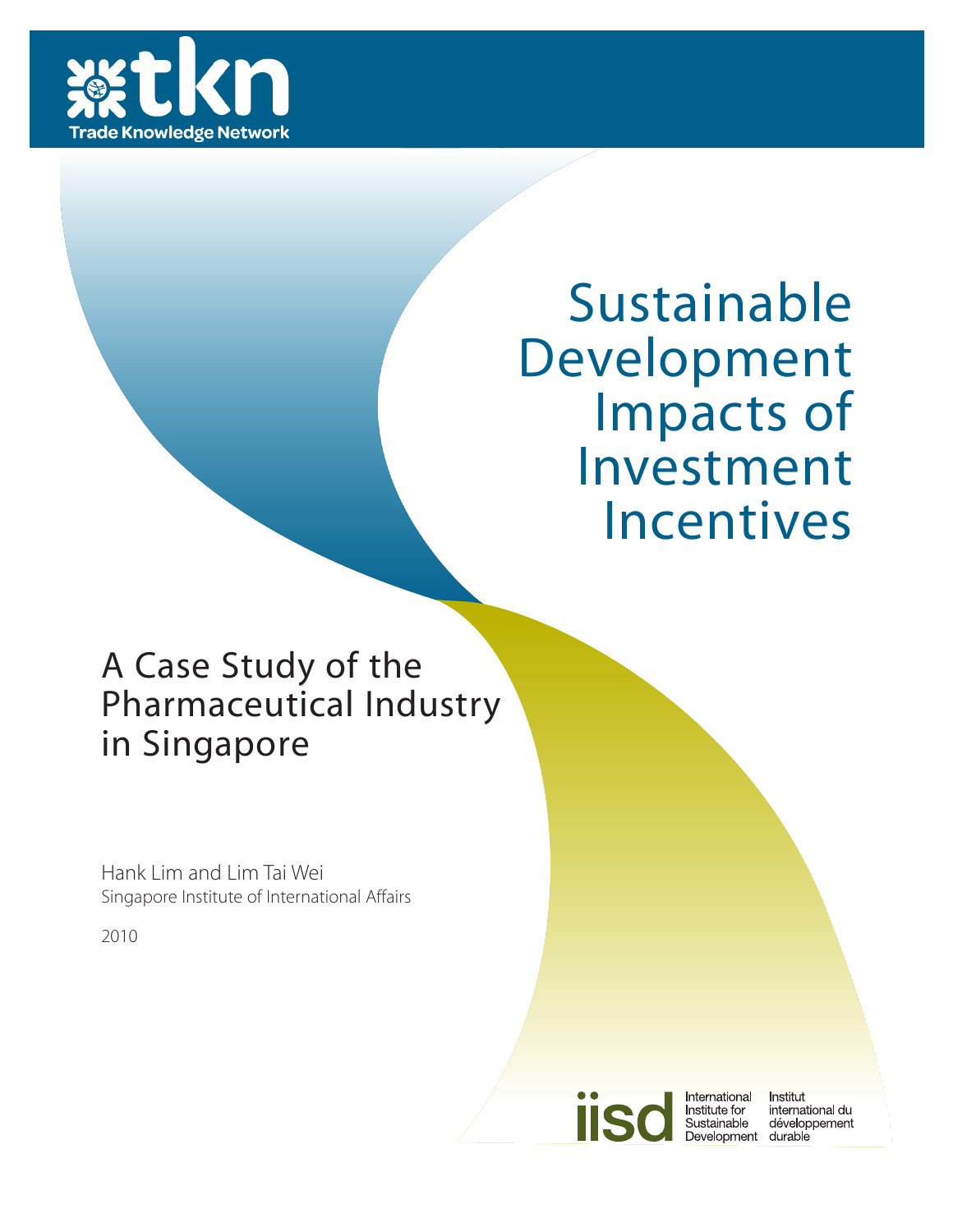tkn
Trade Knowledge Network

# Sustainable Development Impacts of Investment Incentives

## A Case Study of the Pharmaceutical Industry in Singapore

Hank Lim and Lim Tai Wei
Singapore Institute of International Affairs

2010

iisd International Institute for Sustainable Development
Institut international du développement durable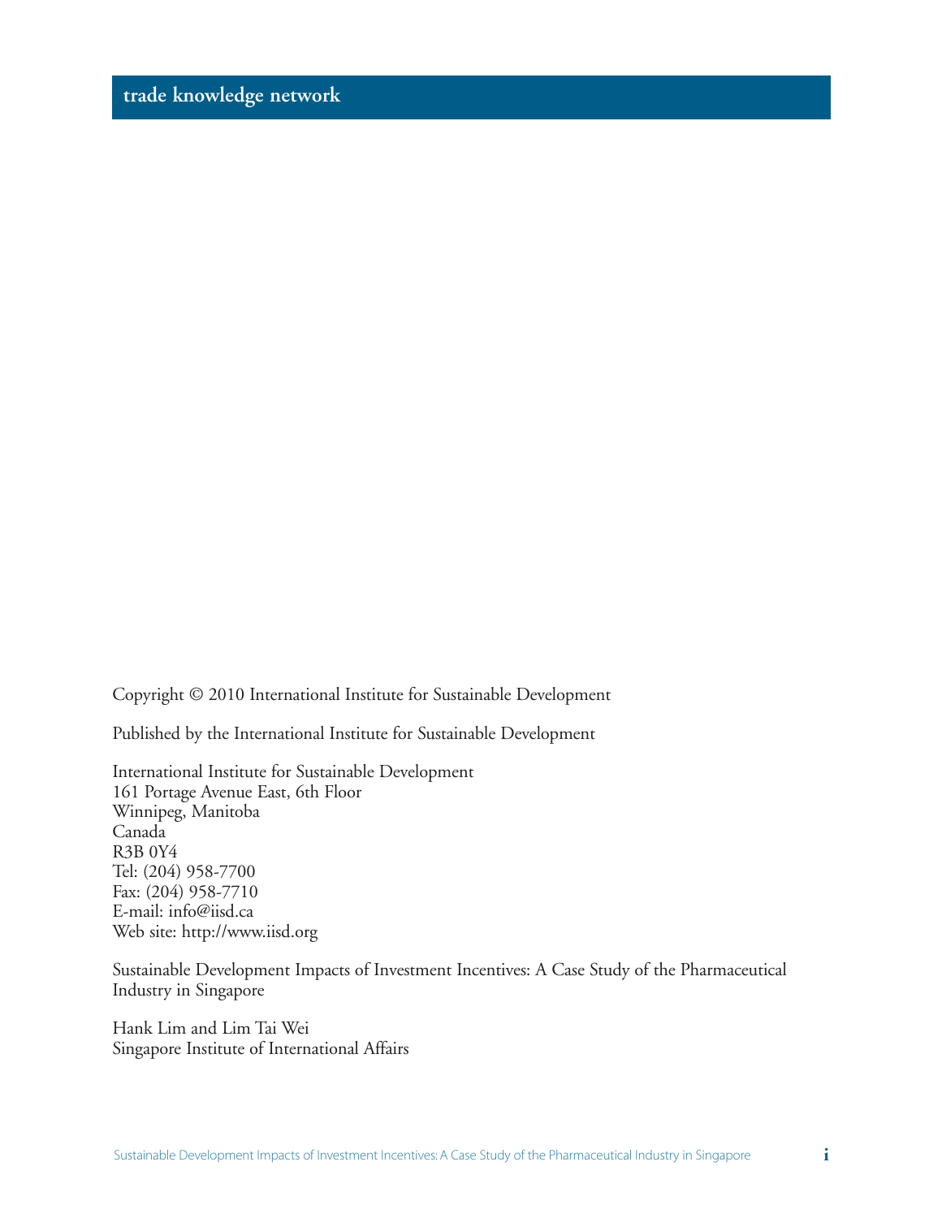**trade knowledge network**

Copyright © 2010 International Institute for Sustainable Development

Published by the International Institute for Sustainable Development

International Institute for Sustainable Development
161 Portage Avenue East, 6th Floor
Winnipeg, Manitoba
Canada
R3B 0Y4
Tel: (204) 958-7700
Fax: (204) 958-7710
E-mail: info@iisd.ca
Web site: http://www.iisd.org

Sustainable Development Impacts of Investment Incentives: A Case Study of the Pharmaceutical Industry in Singapore

Hank Lim and Lim Tai Wei
Singapore Institute of International Affairs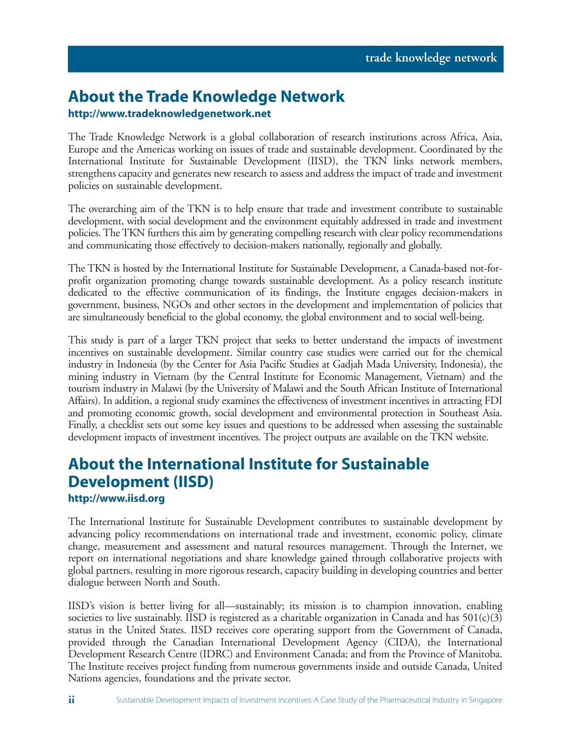## About the Trade Knowledge Network

**http://www.tradeknowledgenetwork.net**

The Trade Knowledge Network is a global collaboration of research institutions across Africa, Asia, Europe and the Americas working on issues of trade and sustainable development. Coordinated by the International Institute for Sustainable Development (IISD), the TKN links network members, strengthens capacity and generates new research to assess and address the impact of trade and investment policies on sustainable development.

The overarching aim of the TKN is to help ensure that trade and investment contribute to sustainable development, with social development and the environment equitably addressed in trade and investment policies. The TKN furthers this aim by generating compelling research with clear policy recommendations and communicating those effectively to decision-makers nationally, regionally and globally.

The TKN is hosted by the International Institute for Sustainable Development, a Canada-based not-for-profit organization promoting change towards sustainable development. As a policy research institute dedicated to the effective communication of its findings, the Institute engages decision-makers in government, business, NGOs and other sectors in the development and implementation of policies that are simultaneously beneficial to the global economy, the global environment and to social well-being.

This study is part of a larger TKN project that seeks to better understand the impacts of investment incentives on sustainable development. Similar country case studies were carried out for the chemical industry in Indonesia (by the Center for Asia Pacific Studies at Gadjah Mada University, Indonesia), the mining industry in Vietnam (by the Central Institute for Economic Management, Vietnam) and the tourism industry in Malawi (by the University of Malawi and the South African Institute of International Affairs). In addition, a regional study examines the effectiveness of investment incentives in attracting FDI and promoting economic growth, social development and environmental protection in Southeast Asia. Finally, a checklist sets out some key issues and questions to be addressed when assessing the sustainable development impacts of investment incentives. The project outputs are available on the TKN website.

## About the International Institute for Sustainable Development (IISD)

**http://www.iisd.org**

The International Institute for Sustainable Development contributes to sustainable development by advancing policy recommendations on international trade and investment, economic policy, climate change, measurement and assessment and natural resources management. Through the Internet, we report on international negotiations and share knowledge gained through collaborative projects with global partners, resulting in more rigorous research, capacity building in developing countries and better dialogue between North and South.

IISD's vision is better living for all—sustainably; its mission is to champion innovation, enabling societies to live sustainably. IISD is registered as a charitable organization in Canada and has 501(c)(3) status in the United States. IISD receives core operating support from the Government of Canada, provided through the Canadian International Development Agency (CIDA), the International Development Research Centre (IDRC) and Environment Canada; and from the Province of Manitoba. The Institute receives project funding from numerous governments inside and outside Canada, United Nations agencies, foundations and the private sector.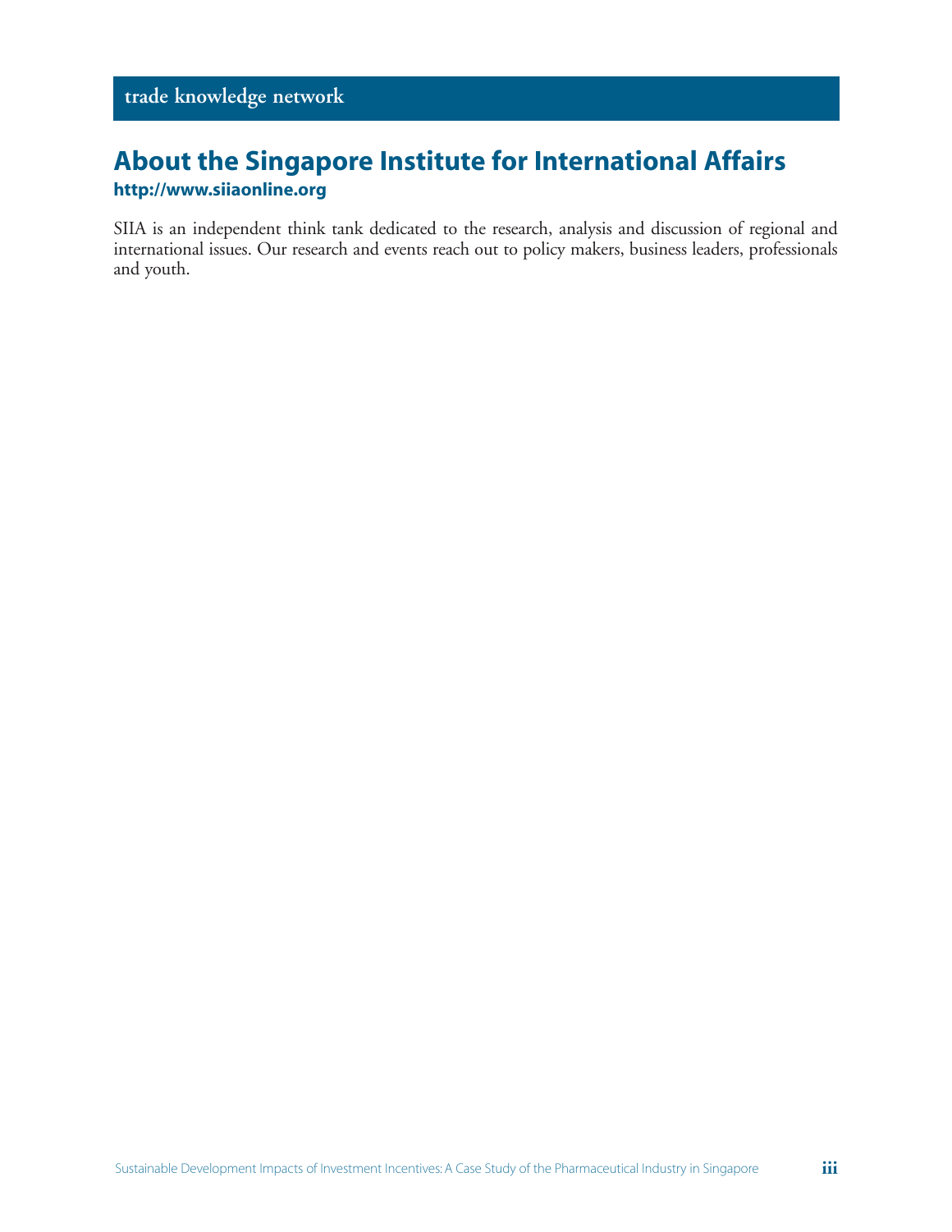trade knowledge network

## About the Singapore Institute for International Affairs

**http://www.siiaonline.org**

SIIA is an independent think tank dedicated to the research, analysis and discussion of regional and international issues. Our research and events reach out to policy makers, business leaders, professionals and youth.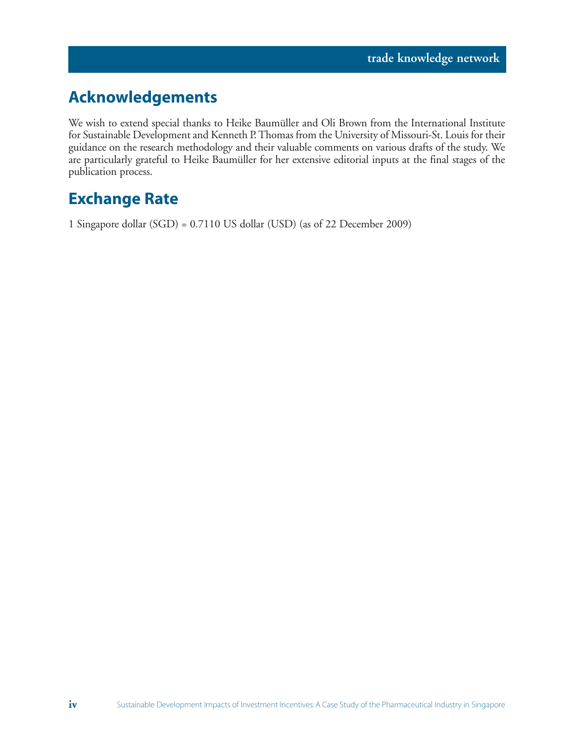## Acknowledgements

We wish to extend special thanks to Heike Baumüller and Oli Brown from the International Institute for Sustainable Development and Kenneth P. Thomas from the University of Missouri-St. Louis for their guidance on the research methodology and their valuable comments on various drafts of the study. We are particularly grateful to Heike Baumüller for her extensive editorial inputs at the final stages of the publication process.

## Exchange Rate

1 Singapore dollar (SGD) = 0.7110 US dollar (USD) (as of 22 December 2009)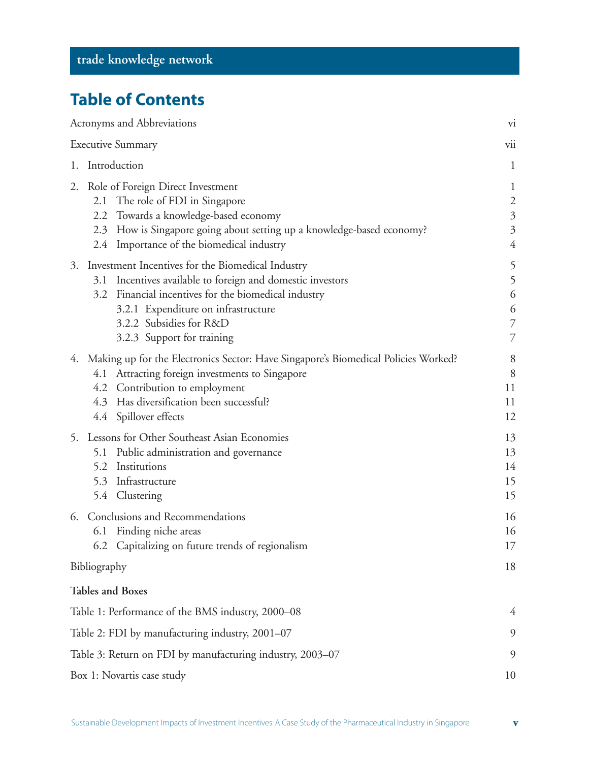trade knowledge network

# Table of Contents

| | |
|---|---|
| Acronyms and Abbreviations | vi |
| Executive Summary | vii |
| 1. Introduction | 1 |
| 2. Role of Foreign Direct Investment | 1 |
| 2.1 The role of FDI in Singapore | 2 |
| 2.2 Towards a knowledge-based economy | 3 |
| 2.3 How is Singapore going about setting up a knowledge-based economy? | 3 |
| 2.4 Importance of the biomedical industry | 4 |
| 3. Investment Incentives for the Biomedical Industry | 5 |
| 3.1 Incentives available to foreign and domestic investors | 5 |
| 3.2 Financial incentives for the biomedical industry | 6 |
| 3.2.1 Expenditure on infrastructure | 6 |
| 3.2.2 Subsidies for R&D | 7 |
| 3.2.3 Support for training | 7 |
| 4. Making up for the Electronics Sector: Have Singapore's Biomedical Policies Worked? | 8 |
| 4.1 Attracting foreign investments to Singapore | 8 |
| 4.2 Contribution to employment | 11 |
| 4.3 Has diversification been successful? | 11 |
| 4.4 Spillover effects | 12 |
| 5. Lessons for Other Southeast Asian Economies | 13 |
| 5.1 Public administration and governance | 13 |
| 5.2 Institutions | 14 |
| 5.3 Infrastructure | 15 |
| 5.4 Clustering | 15 |
| 6. Conclusions and Recommendations | 16 |
| 6.1 Finding niche areas | 16 |
| 6.2 Capitalizing on future trends of regionalism | 17 |
| Bibliography | 18 |

**Tables and Boxes**

| | |
|---|---|
| Table 1: Performance of the BMS industry, 2000–08 | 4 |
| Table 2: FDI by manufacturing industry, 2001–07 | 9 |
| Table 3: Return on FDI by manufacturing industry, 2003–07 | 9 |
| Box 1: Novartis case study | 10 |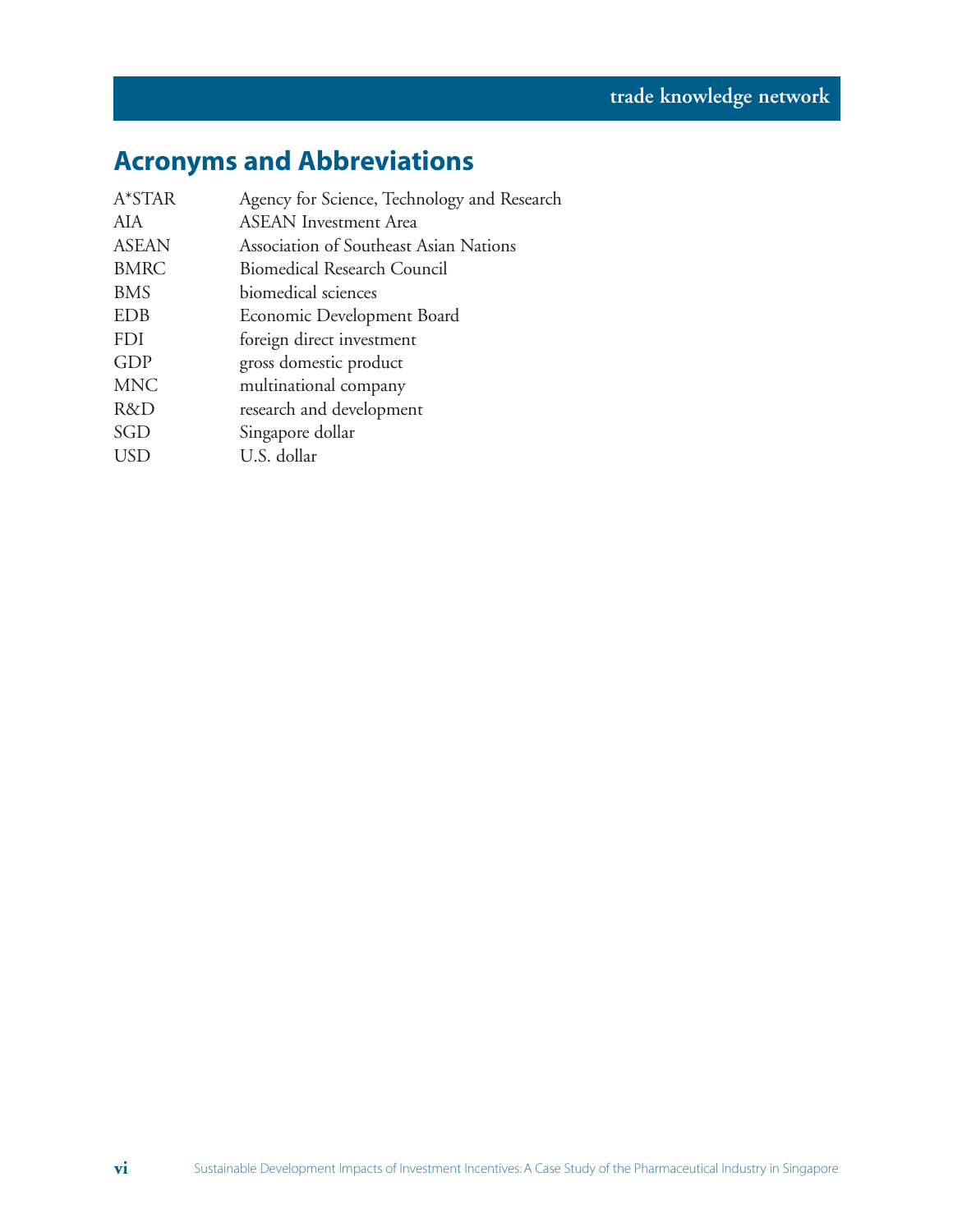## Acronyms and Abbreviations

| | |
|---|---|
| A*STAR | Agency for Science, Technology and Research |
| AIA | ASEAN Investment Area |
| ASEAN | Association of Southeast Asian Nations |
| BMRC | Biomedical Research Council |
| BMS | biomedical sciences |
| EDB | Economic Development Board |
| FDI | foreign direct investment |
| GDP | gross domestic product |
| MNC | multinational company |
| R&D | research and development |
| SGD | Singapore dollar |
| USD | U.S. dollar |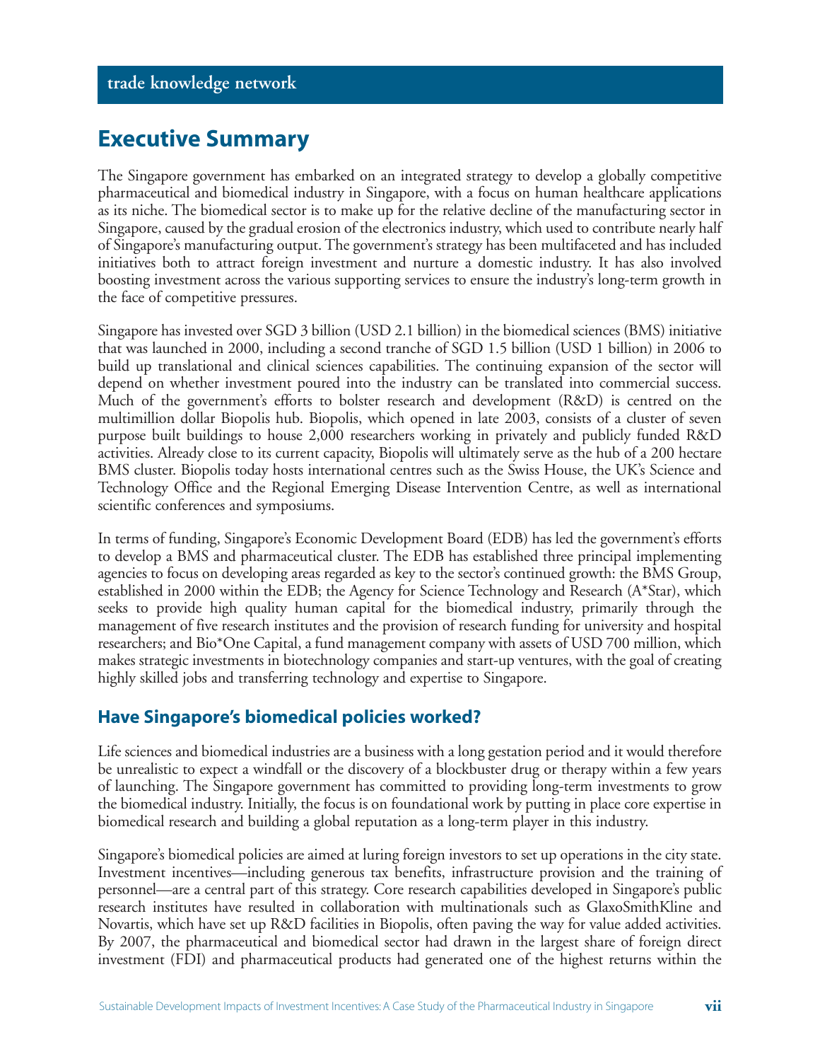# Executive Summary

The Singapore government has embarked on an integrated strategy to develop a globally competitive pharmaceutical and biomedical industry in Singapore, with a focus on human healthcare applications as its niche. The biomedical sector is to make up for the relative decline of the manufacturing sector in Singapore, caused by the gradual erosion of the electronics industry, which used to contribute nearly half of Singapore's manufacturing output. The government's strategy has been multifaceted and has included initiatives both to attract foreign investment and nurture a domestic industry. It has also involved boosting investment across the various supporting services to ensure the industry's long-term growth in the face of competitive pressures.

Singapore has invested over SGD 3 billion (USD 2.1 billion) in the biomedical sciences (BMS) initiative that was launched in 2000, including a second tranche of SGD 1.5 billion (USD 1 billion) in 2006 to build up translational and clinical sciences capabilities. The continuing expansion of the sector will depend on whether investment poured into the industry can be translated into commercial success. Much of the government's efforts to bolster research and development (R&D) is centred on the multimillion dollar Biopolis hub. Biopolis, which opened in late 2003, consists of a cluster of seven purpose built buildings to house 2,000 researchers working in privately and publicly funded R&D activities. Already close to its current capacity, Biopolis will ultimately serve as the hub of a 200 hectare BMS cluster. Biopolis today hosts international centres such as the Swiss House, the UK's Science and Technology Office and the Regional Emerging Disease Intervention Centre, as well as international scientific conferences and symposiums.

In terms of funding, Singapore's Economic Development Board (EDB) has led the government's efforts to develop a BMS and pharmaceutical cluster. The EDB has established three principal implementing agencies to focus on developing areas regarded as key to the sector's continued growth: the BMS Group, established in 2000 within the EDB; the Agency for Science Technology and Research (A*Star), which seeks to provide high quality human capital for the biomedical industry, primarily through the management of five research institutes and the provision of research funding for university and hospital researchers; and Bio*One Capital, a fund management company with assets of USD 700 million, which makes strategic investments in biotechnology companies and start-up ventures, with the goal of creating highly skilled jobs and transferring technology and expertise to Singapore.

## Have Singapore's biomedical policies worked?

Life sciences and biomedical industries are a business with a long gestation period and it would therefore be unrealistic to expect a windfall or the discovery of a blockbuster drug or therapy within a few years of launching. The Singapore government has committed to providing long-term investments to grow the biomedical industry. Initially, the focus is on foundational work by putting in place core expertise in biomedical research and building a global reputation as a long-term player in this industry.

Singapore's biomedical policies are aimed at luring foreign investors to set up operations in the city state. Investment incentives—including generous tax benefits, infrastructure provision and the training of personnel—are a central part of this strategy. Core research capabilities developed in Singapore's public research institutes have resulted in collaboration with multinationals such as GlaxoSmithKline and Novartis, which have set up R&D facilities in Biopolis, often paving the way for value added activities. By 2007, the pharmaceutical and biomedical sector had drawn in the largest share of foreign direct investment (FDI) and pharmaceutical products had generated one of the highest returns within the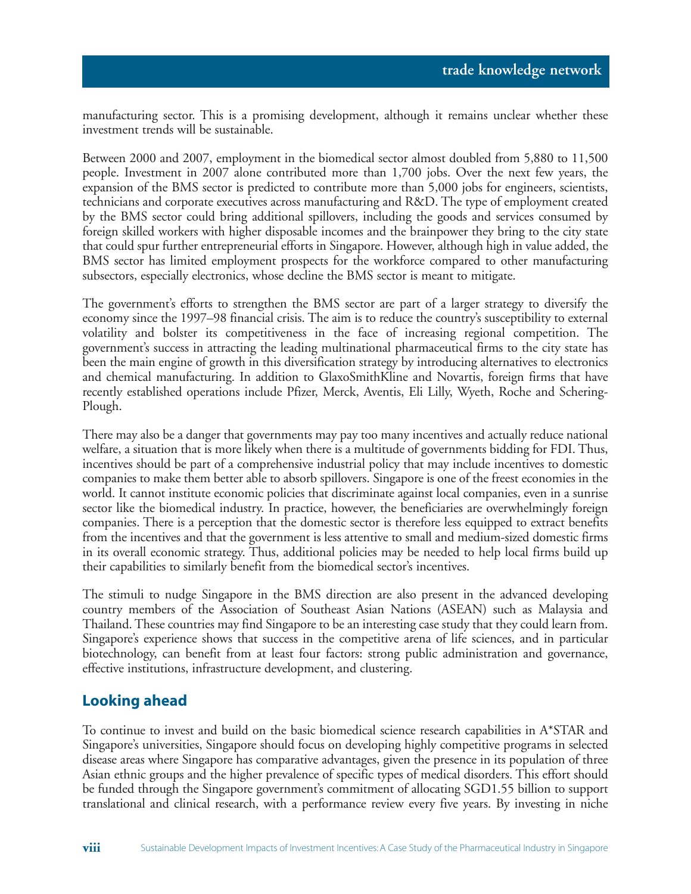manufacturing sector. This is a promising development, although it remains unclear whether these investment trends will be sustainable.

Between 2000 and 2007, employment in the biomedical sector almost doubled from 5,880 to 11,500 people. Investment in 2007 alone contributed more than 1,700 jobs. Over the next few years, the expansion of the BMS sector is predicted to contribute more than 5,000 jobs for engineers, scientists, technicians and corporate executives across manufacturing and R&D. The type of employment created by the BMS sector could bring additional spillovers, including the goods and services consumed by foreign skilled workers with higher disposable incomes and the brainpower they bring to the city state that could spur further entrepreneurial efforts in Singapore. However, although high in value added, the BMS sector has limited employment prospects for the workforce compared to other manufacturing subsectors, especially electronics, whose decline the BMS sector is meant to mitigate.

The government's efforts to strengthen the BMS sector are part of a larger strategy to diversify the economy since the 1997–98 financial crisis. The aim is to reduce the country's susceptibility to external volatility and bolster its competitiveness in the face of increasing regional competition. The government's success in attracting the leading multinational pharmaceutical firms to the city state has been the main engine of growth in this diversification strategy by introducing alternatives to electronics and chemical manufacturing. In addition to GlaxoSmithKline and Novartis, foreign firms that have recently established operations include Pfizer, Merck, Aventis, Eli Lilly, Wyeth, Roche and Schering-Plough.

There may also be a danger that governments may pay too many incentives and actually reduce national welfare, a situation that is more likely when there is a multitude of governments bidding for FDI. Thus, incentives should be part of a comprehensive industrial policy that may include incentives to domestic companies to make them better able to absorb spillovers. Singapore is one of the freest economies in the world. It cannot institute economic policies that discriminate against local companies, even in a sunrise sector like the biomedical industry. In practice, however, the beneficiaries are overwhelmingly foreign companies. There is a perception that the domestic sector is therefore less equipped to extract benefits from the incentives and that the government is less attentive to small and medium-sized domestic firms in its overall economic strategy. Thus, additional policies may be needed to help local firms build up their capabilities to similarly benefit from the biomedical sector's incentives.

The stimuli to nudge Singapore in the BMS direction are also present in the advanced developing country members of the Association of Southeast Asian Nations (ASEAN) such as Malaysia and Thailand. These countries may find Singapore to be an interesting case study that they could learn from. Singapore's experience shows that success in the competitive arena of life sciences, and in particular biotechnology, can benefit from at least four factors: strong public administration and governance, effective institutions, infrastructure development, and clustering.

## Looking ahead

To continue to invest and build on the basic biomedical science research capabilities in A*STAR and Singapore's universities, Singapore should focus on developing highly competitive programs in selected disease areas where Singapore has comparative advantages, given the presence in its population of three Asian ethnic groups and the higher prevalence of specific types of medical disorders. This effort should be funded through the Singapore government's commitment of allocating SGD1.55 billion to support translational and clinical research, with a performance review every five years. By investing in niche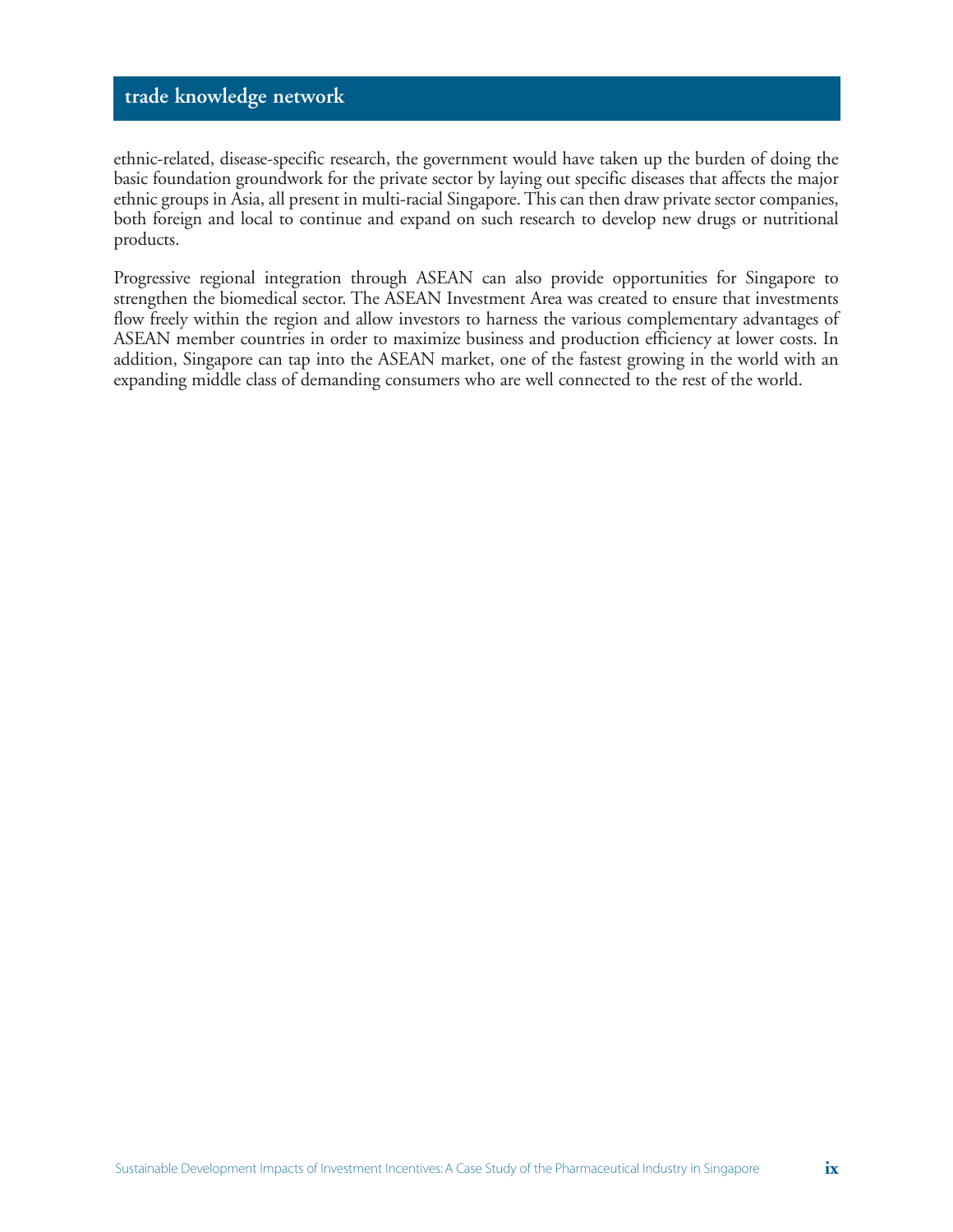ethnic-related, disease-specific research, the government would have taken up the burden of doing the basic foundation groundwork for the private sector by laying out specific diseases that affects the major ethnic groups in Asia, all present in multi-racial Singapore. This can then draw private sector companies, both foreign and local to continue and expand on such research to develop new drugs or nutritional products.

Progressive regional integration through ASEAN can also provide opportunities for Singapore to strengthen the biomedical sector. The ASEAN Investment Area was created to ensure that investments flow freely within the region and allow investors to harness the various complementary advantages of ASEAN member countries in order to maximize business and production efficiency at lower costs. In addition, Singapore can tap into the ASEAN market, one of the fastest growing in the world with an expanding middle class of demanding consumers who are well connected to the rest of the world.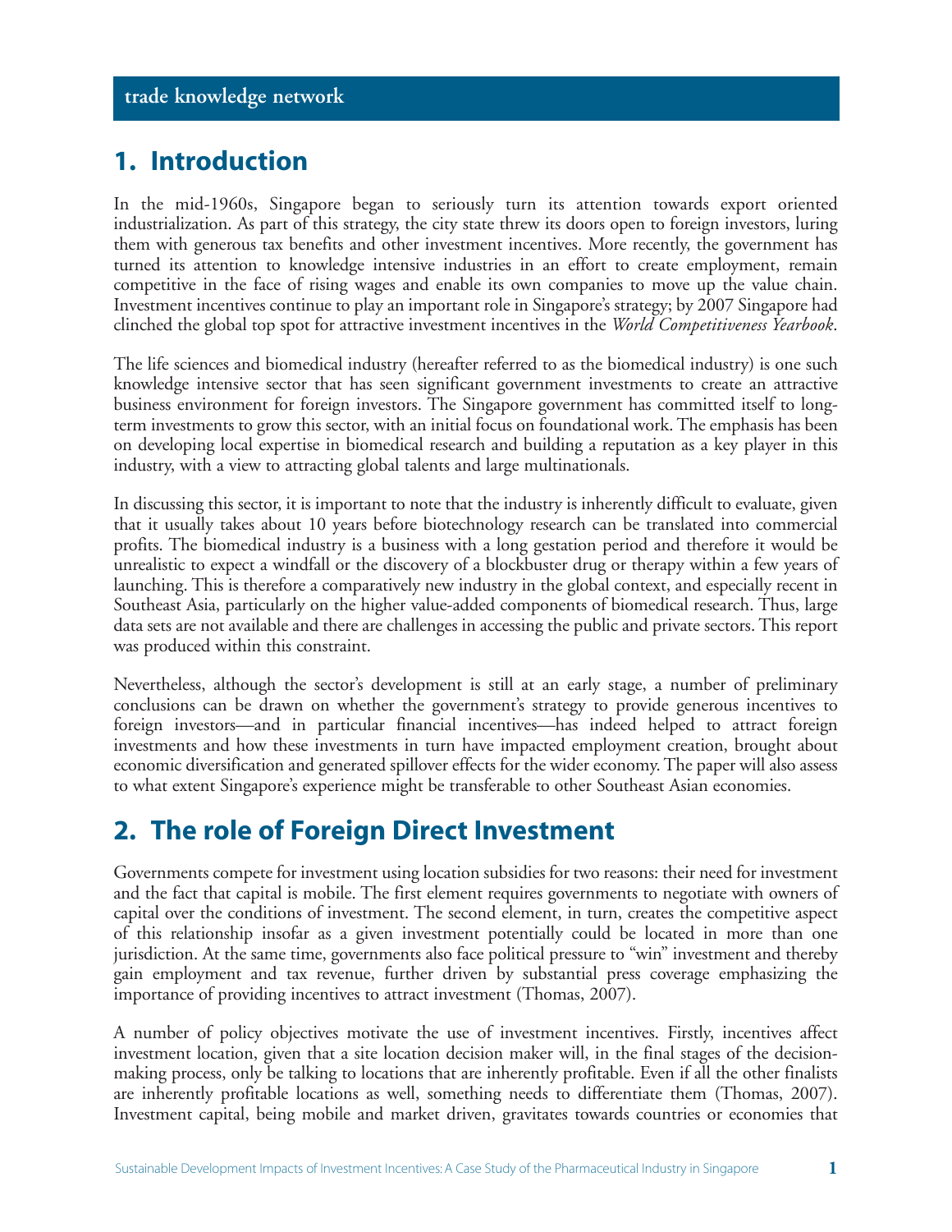# 1. Introduction

In the mid-1960s, Singapore began to seriously turn its attention towards export oriented industrialization. As part of this strategy, the city state threw its doors open to foreign investors, luring them with generous tax benefits and other investment incentives. More recently, the government has turned its attention to knowledge intensive industries in an effort to create employment, remain competitive in the face of rising wages and enable its own companies to move up the value chain. Investment incentives continue to play an important role in Singapore's strategy; by 2007 Singapore had clinched the global top spot for attractive investment incentives in the *World Competitiveness Yearbook*.

The life sciences and biomedical industry (hereafter referred to as the biomedical industry) is one such knowledge intensive sector that has seen significant government investments to create an attractive business environment for foreign investors. The Singapore government has committed itself to long-term investments to grow this sector, with an initial focus on foundational work. The emphasis has been on developing local expertise in biomedical research and building a reputation as a key player in this industry, with a view to attracting global talents and large multinationals.

In discussing this sector, it is important to note that the industry is inherently difficult to evaluate, given that it usually takes about 10 years before biotechnology research can be translated into commercial profits. The biomedical industry is a business with a long gestation period and therefore it would be unrealistic to expect a windfall or the discovery of a blockbuster drug or therapy within a few years of launching. This is therefore a comparatively new industry in the global context, and especially recent in Southeast Asia, particularly on the higher value-added components of biomedical research. Thus, large data sets are not available and there are challenges in accessing the public and private sectors. This report was produced within this constraint.

Nevertheless, although the sector's development is still at an early stage, a number of preliminary conclusions can be drawn on whether the government's strategy to provide generous incentives to foreign investors—and in particular financial incentives—has indeed helped to attract foreign investments and how these investments in turn have impacted employment creation, brought about economic diversification and generated spillover effects for the wider economy. The paper will also assess to what extent Singapore's experience might be transferable to other Southeast Asian economies.

# 2. The role of Foreign Direct Investment

Governments compete for investment using location subsidies for two reasons: their need for investment and the fact that capital is mobile. The first element requires governments to negotiate with owners of capital over the conditions of investment. The second element, in turn, creates the competitive aspect of this relationship insofar as a given investment potentially could be located in more than one jurisdiction. At the same time, governments also face political pressure to "win" investment and thereby gain employment and tax revenue, further driven by substantial press coverage emphasizing the importance of providing incentives to attract investment (Thomas, 2007).

A number of policy objectives motivate the use of investment incentives. Firstly, incentives affect investment location, given that a site location decision maker will, in the final stages of the decision-making process, only be talking to locations that are inherently profitable. Even if all the other finalists are inherently profitable locations as well, something needs to differentiate them (Thomas, 2007). Investment capital, being mobile and market driven, gravitates towards countries or economies that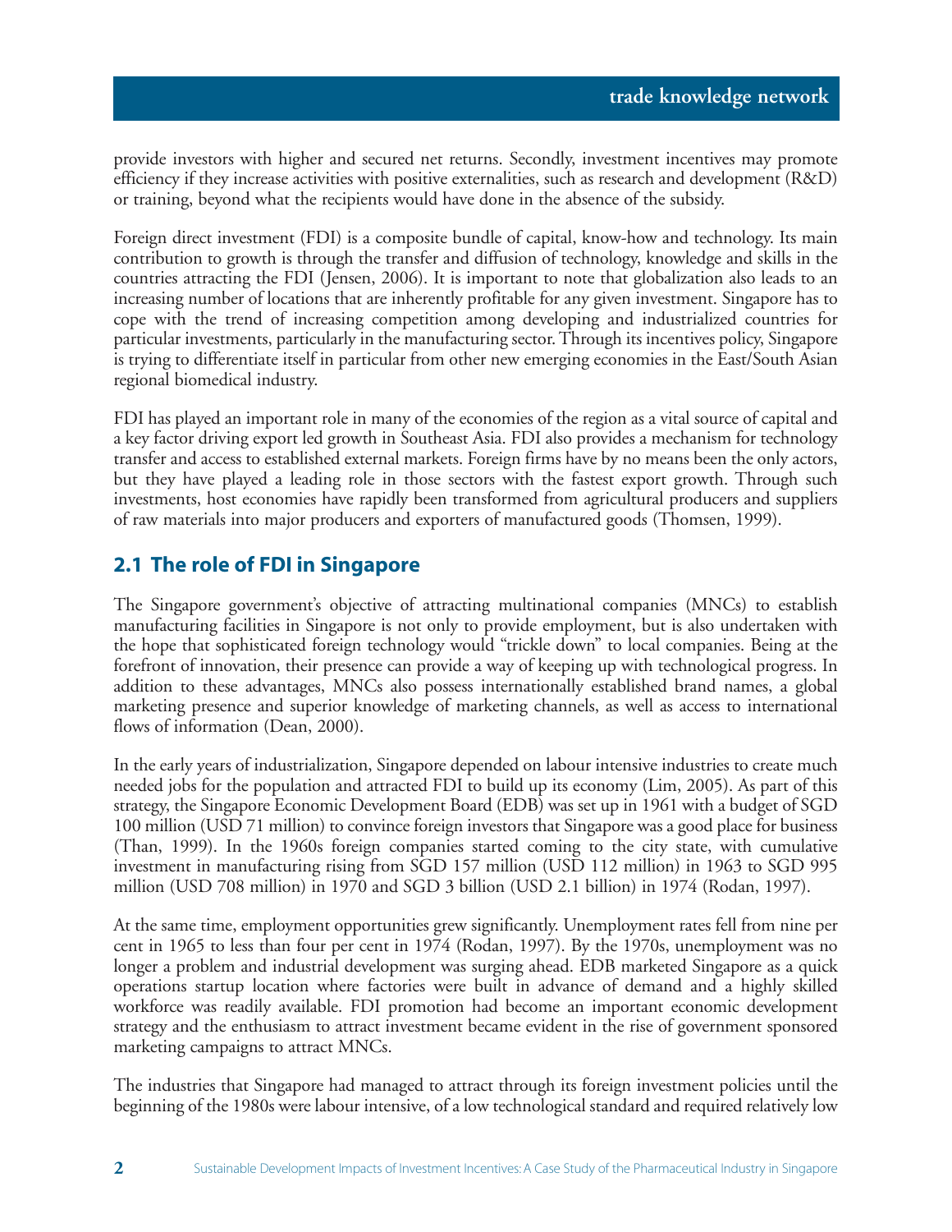provide investors with higher and secured net returns. Secondly, investment incentives may promote efficiency if they increase activities with positive externalities, such as research and development (R&D) or training, beyond what the recipients would have done in the absence of the subsidy.

Foreign direct investment (FDI) is a composite bundle of capital, know-how and technology. Its main contribution to growth is through the transfer and diffusion of technology, knowledge and skills in the countries attracting the FDI (Jensen, 2006). It is important to note that globalization also leads to an increasing number of locations that are inherently profitable for any given investment. Singapore has to cope with the trend of increasing competition among developing and industrialized countries for particular investments, particularly in the manufacturing sector. Through its incentives policy, Singapore is trying to differentiate itself in particular from other new emerging economies in the East/South Asian regional biomedical industry.

FDI has played an important role in many of the economies of the region as a vital source of capital and a key factor driving export led growth in Southeast Asia. FDI also provides a mechanism for technology transfer and access to established external markets. Foreign firms have by no means been the only actors, but they have played a leading role in those sectors with the fastest export growth. Through such investments, host economies have rapidly been transformed from agricultural producers and suppliers of raw materials into major producers and exporters of manufactured goods (Thomsen, 1999).

## 2.1 The role of FDI in Singapore

The Singapore government's objective of attracting multinational companies (MNCs) to establish manufacturing facilities in Singapore is not only to provide employment, but is also undertaken with the hope that sophisticated foreign technology would "trickle down" to local companies. Being at the forefront of innovation, their presence can provide a way of keeping up with technological progress. In addition to these advantages, MNCs also possess internationally established brand names, a global marketing presence and superior knowledge of marketing channels, as well as access to international flows of information (Dean, 2000).

In the early years of industrialization, Singapore depended on labour intensive industries to create much needed jobs for the population and attracted FDI to build up its economy (Lim, 2005). As part of this strategy, the Singapore Economic Development Board (EDB) was set up in 1961 with a budget of SGD 100 million (USD 71 million) to convince foreign investors that Singapore was a good place for business (Than, 1999). In the 1960s foreign companies started coming to the city state, with cumulative investment in manufacturing rising from SGD 157 million (USD 112 million) in 1963 to SGD 995 million (USD 708 million) in 1970 and SGD 3 billion (USD 2.1 billion) in 1974 (Rodan, 1997).

At the same time, employment opportunities grew significantly. Unemployment rates fell from nine per cent in 1965 to less than four per cent in 1974 (Rodan, 1997). By the 1970s, unemployment was no longer a problem and industrial development was surging ahead. EDB marketed Singapore as a quick operations startup location where factories were built in advance of demand and a highly skilled workforce was readily available. FDI promotion had become an important economic development strategy and the enthusiasm to attract investment became evident in the rise of government sponsored marketing campaigns to attract MNCs.

The industries that Singapore had managed to attract through its foreign investment policies until the beginning of the 1980s were labour intensive, of a low technological standard and required relatively low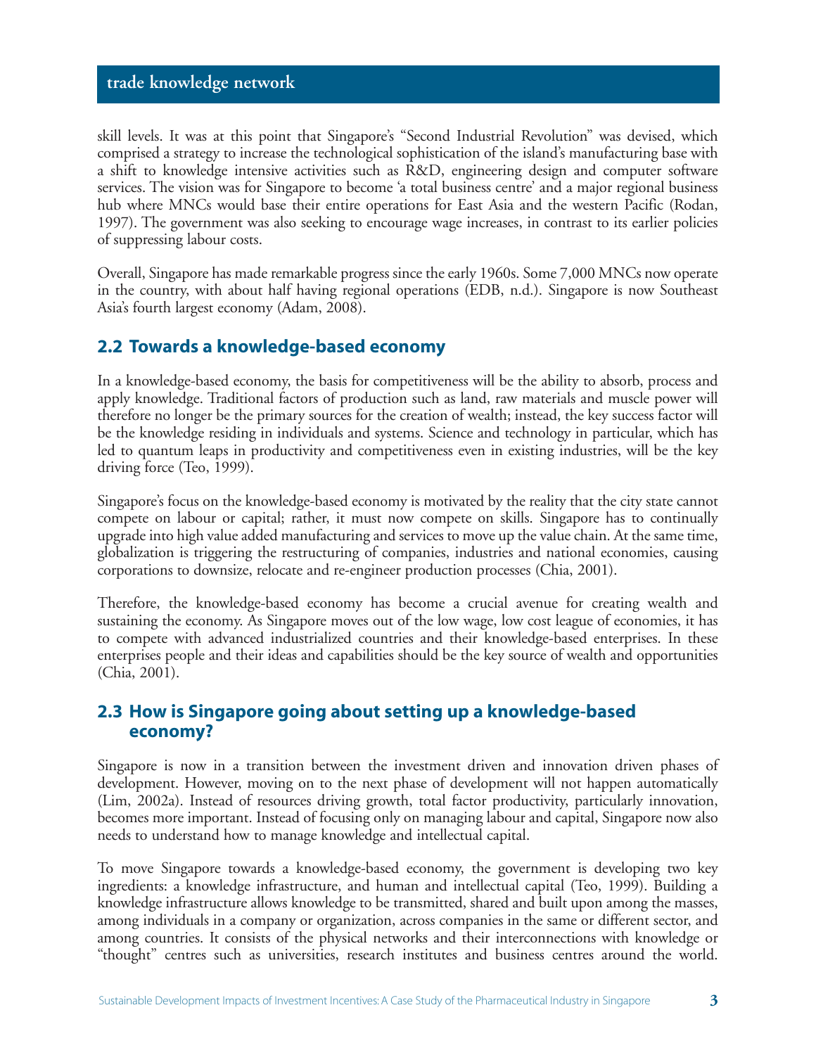skill levels. It was at this point that Singapore's "Second Industrial Revolution" was devised, which comprised a strategy to increase the technological sophistication of the island's manufacturing base with a shift to knowledge intensive activities such as R&D, engineering design and computer software services. The vision was for Singapore to become 'a total business centre' and a major regional business hub where MNCs would base their entire operations for East Asia and the western Pacific (Rodan, 1997). The government was also seeking to encourage wage increases, in contrast to its earlier policies of suppressing labour costs.

Overall, Singapore has made remarkable progress since the early 1960s. Some 7,000 MNCs now operate in the country, with about half having regional operations (EDB, n.d.). Singapore is now Southeast Asia's fourth largest economy (Adam, 2008).

## 2.2 Towards a knowledge-based economy

In a knowledge-based economy, the basis for competitiveness will be the ability to absorb, process and apply knowledge. Traditional factors of production such as land, raw materials and muscle power will therefore no longer be the primary sources for the creation of wealth; instead, the key success factor will be the knowledge residing in individuals and systems. Science and technology in particular, which has led to quantum leaps in productivity and competitiveness even in existing industries, will be the key driving force (Teo, 1999).

Singapore's focus on the knowledge-based economy is motivated by the reality that the city state cannot compete on labour or capital; rather, it must now compete on skills. Singapore has to continually upgrade into high value added manufacturing and services to move up the value chain. At the same time, globalization is triggering the restructuring of companies, industries and national economies, causing corporations to downsize, relocate and re-engineer production processes (Chia, 2001).

Therefore, the knowledge-based economy has become a crucial avenue for creating wealth and sustaining the economy. As Singapore moves out of the low wage, low cost league of economies, it has to compete with advanced industrialized countries and their knowledge-based enterprises. In these enterprises people and their ideas and capabilities should be the key source of wealth and opportunities (Chia, 2001).

## 2.3 How is Singapore going about setting up a knowledge-based economy?

Singapore is now in a transition between the investment driven and innovation driven phases of development. However, moving on to the next phase of development will not happen automatically (Lim, 2002a). Instead of resources driving growth, total factor productivity, particularly innovation, becomes more important. Instead of focusing only on managing labour and capital, Singapore now also needs to understand how to manage knowledge and intellectual capital.

To move Singapore towards a knowledge-based economy, the government is developing two key ingredients: a knowledge infrastructure, and human and intellectual capital (Teo, 1999). Building a knowledge infrastructure allows knowledge to be transmitted, shared and built upon among the masses, among individuals in a company or organization, across companies in the same or different sector, and among countries. It consists of the physical networks and their interconnections with knowledge or "thought" centres such as universities, research institutes and business centres around the world.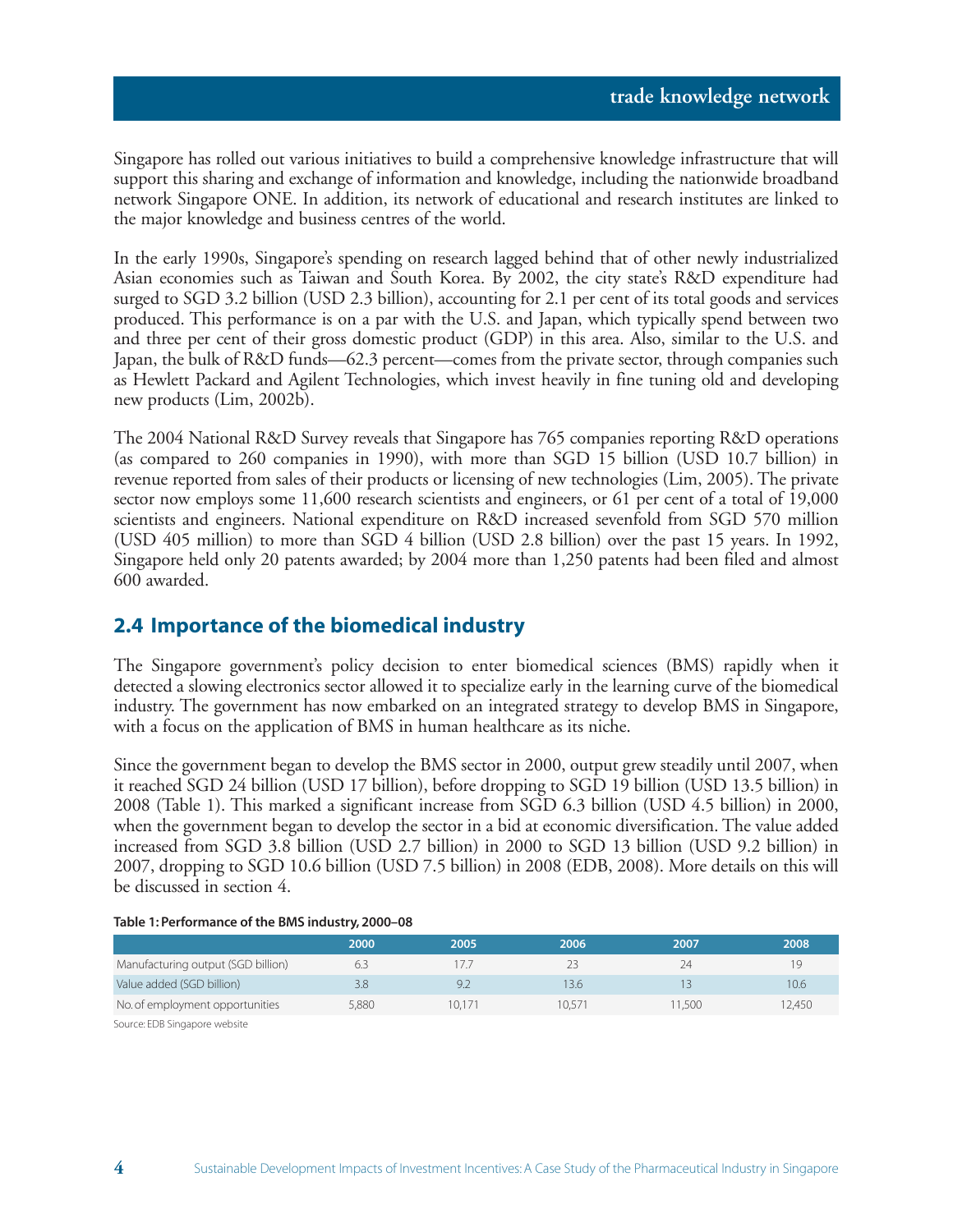Singapore has rolled out various initiatives to build a comprehensive knowledge infrastructure that will support this sharing and exchange of information and knowledge, including the nationwide broadband network Singapore ONE. In addition, its network of educational and research institutes are linked to the major knowledge and business centres of the world.

In the early 1990s, Singapore's spending on research lagged behind that of other newly industrialized Asian economies such as Taiwan and South Korea. By 2002, the city state's R&D expenditure had surged to SGD 3.2 billion (USD 2.3 billion), accounting for 2.1 per cent of its total goods and services produced. This performance is on a par with the U.S. and Japan, which typically spend between two and three per cent of their gross domestic product (GDP) in this area. Also, similar to the U.S. and Japan, the bulk of R&D funds—62.3 percent—comes from the private sector, through companies such as Hewlett Packard and Agilent Technologies, which invest heavily in fine tuning old and developing new products (Lim, 2002b).

The 2004 National R&D Survey reveals that Singapore has 765 companies reporting R&D operations (as compared to 260 companies in 1990), with more than SGD 15 billion (USD 10.7 billion) in revenue reported from sales of their products or licensing of new technologies (Lim, 2005). The private sector now employs some 11,600 research scientists and engineers, or 61 per cent of a total of 19,000 scientists and engineers. National expenditure on R&D increased sevenfold from SGD 570 million (USD 405 million) to more than SGD 4 billion (USD 2.8 billion) over the past 15 years. In 1992, Singapore held only 20 patents awarded; by 2004 more than 1,250 patents had been filed and almost 600 awarded.

## 2.4 Importance of the biomedical industry

The Singapore government's policy decision to enter biomedical sciences (BMS) rapidly when it detected a slowing electronics sector allowed it to specialize early in the learning curve of the biomedical industry. The government has now embarked on an integrated strategy to develop BMS in Singapore, with a focus on the application of BMS in human healthcare as its niche.

Since the government began to develop the BMS sector in 2000, output grew steadily until 2007, when it reached SGD 24 billion (USD 17 billion), before dropping to SGD 19 billion (USD 13.5 billion) in 2008 (Table 1). This marked a significant increase from SGD 6.3 billion (USD 4.5 billion) in 2000, when the government began to develop the sector in a bid at economic diversification. The value added increased from SGD 3.8 billion (USD 2.7 billion) in 2000 to SGD 13 billion (USD 9.2 billion) in 2007, dropping to SGD 10.6 billion (USD 7.5 billion) in 2008 (EDB, 2008). More details on this will be discussed in section 4.

**Table 1: Performance of the BMS industry, 2000–08**

| | 2000 | 2005 | 2006 | 2007 | 2008 |
|---|---|---|---|---|---|
| Manufacturing output (SGD billion) | 6.3 | 17.7 | 23 | 24 | 19 |
| Value added (SGD billion) | 3.8 | 9.2 | 13.6 | 13 | 10.6 |
| No. of employment opportunities | 5,880 | 10,171 | 10,571 | 11,500 | 12,450 |

Source: EDB Singapore website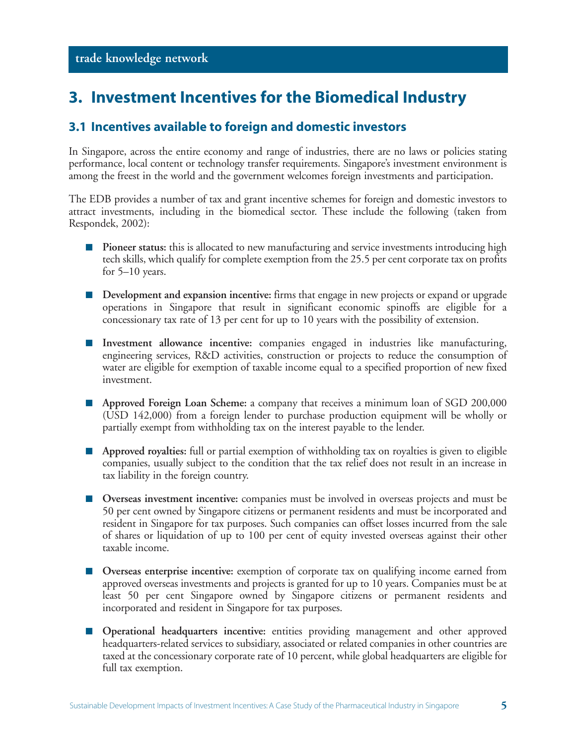# 3. Investment Incentives for the Biomedical Industry

## 3.1 Incentives available to foreign and domestic investors

In Singapore, across the entire economy and range of industries, there are no laws or policies stating performance, local content or technology transfer requirements. Singapore's investment environment is among the freest in the world and the government welcomes foreign investments and participation.

The EDB provides a number of tax and grant incentive schemes for foreign and domestic investors to attract investments, including in the biomedical sector. These include the following (taken from Respondek, 2002):

- **Pioneer status:** this is allocated to new manufacturing and service investments introducing high tech skills, which qualify for complete exemption from the 25.5 per cent corporate tax on profits for 5–10 years.
- **Development and expansion incentive:** firms that engage in new projects or expand or upgrade operations in Singapore that result in significant economic spinoffs are eligible for a concessionary tax rate of 13 per cent for up to 10 years with the possibility of extension.
- **Investment allowance incentive:** companies engaged in industries like manufacturing, engineering services, R&D activities, construction or projects to reduce the consumption of water are eligible for exemption of taxable income equal to a specified proportion of new fixed investment.
- **Approved Foreign Loan Scheme:** a company that receives a minimum loan of SGD 200,000 (USD 142,000) from a foreign lender to purchase production equipment will be wholly or partially exempt from withholding tax on the interest payable to the lender.
- **Approved royalties:** full or partial exemption of withholding tax on royalties is given to eligible companies, usually subject to the condition that the tax relief does not result in an increase in tax liability in the foreign country.
- **Overseas investment incentive:** companies must be involved in overseas projects and must be 50 per cent owned by Singapore citizens or permanent residents and must be incorporated and resident in Singapore for tax purposes. Such companies can offset losses incurred from the sale of shares or liquidation of up to 100 per cent of equity invested overseas against their other taxable income.
- **Overseas enterprise incentive:** exemption of corporate tax on qualifying income earned from approved overseas investments and projects is granted for up to 10 years. Companies must be at least 50 per cent Singapore owned by Singapore citizens or permanent residents and incorporated and resident in Singapore for tax purposes.
- **Operational headquarters incentive:** entities providing management and other approved headquarters-related services to subsidiary, associated or related companies in other countries are taxed at the concessionary corporate rate of 10 percent, while global headquarters are eligible for full tax exemption.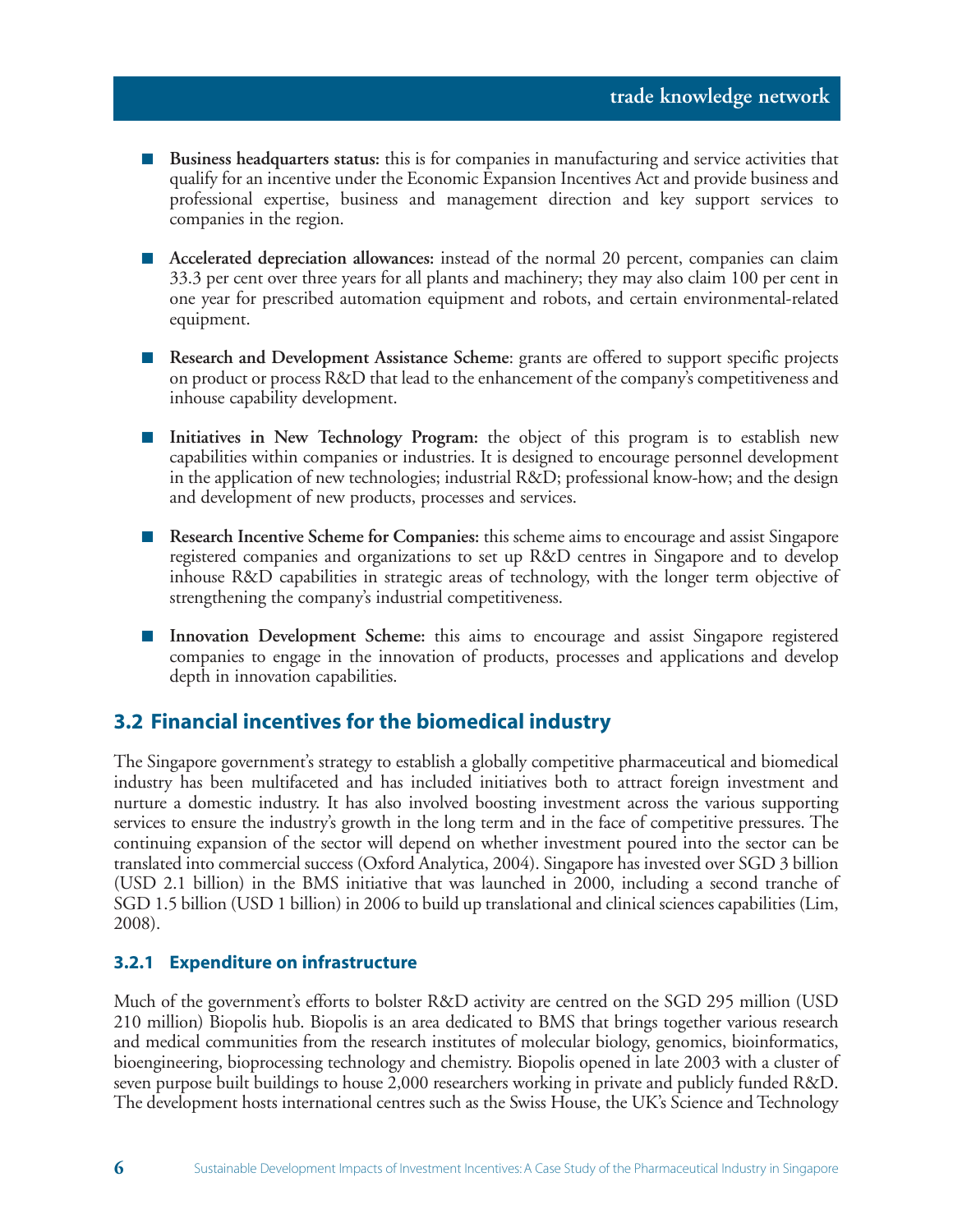- **Business headquarters status:** this is for companies in manufacturing and service activities that qualify for an incentive under the Economic Expansion Incentives Act and provide business and professional expertise, business and management direction and key support services to companies in the region.
- **Accelerated depreciation allowances:** instead of the normal 20 percent, companies can claim 33.3 per cent over three years for all plants and machinery; they may also claim 100 per cent in one year for prescribed automation equipment and robots, and certain environmental-related equipment.
- **Research and Development Assistance Scheme**: grants are offered to support specific projects on product or process R&D that lead to the enhancement of the company's competitiveness and inhouse capability development.
- **Initiatives in New Technology Program:** the object of this program is to establish new capabilities within companies or industries. It is designed to encourage personnel development in the application of new technologies; industrial R&D; professional know-how; and the design and development of new products, processes and services.
- **Research Incentive Scheme for Companies:** this scheme aims to encourage and assist Singapore registered companies and organizations to set up R&D centres in Singapore and to develop inhouse R&D capabilities in strategic areas of technology, with the longer term objective of strengthening the company's industrial competitiveness.
- **Innovation Development Scheme:** this aims to encourage and assist Singapore registered companies to engage in the innovation of products, processes and applications and develop depth in innovation capabilities.

## 3.2 Financial incentives for the biomedical industry

The Singapore government's strategy to establish a globally competitive pharmaceutical and biomedical industry has been multifaceted and has included initiatives both to attract foreign investment and nurture a domestic industry. It has also involved boosting investment across the various supporting services to ensure the industry's growth in the long term and in the face of competitive pressures. The continuing expansion of the sector will depend on whether investment poured into the sector can be translated into commercial success (Oxford Analytica, 2004). Singapore has invested over SGD 3 billion (USD 2.1 billion) in the BMS initiative that was launched in 2000, including a second tranche of SGD 1.5 billion (USD 1 billion) in 2006 to build up translational and clinical sciences capabilities (Lim, 2008).

### 3.2.1 Expenditure on infrastructure

Much of the government's efforts to bolster R&D activity are centred on the SGD 295 million (USD 210 million) Biopolis hub. Biopolis is an area dedicated to BMS that brings together various research and medical communities from the research institutes of molecular biology, genomics, bioinformatics, bioengineering, bioprocessing technology and chemistry. Biopolis opened in late 2003 with a cluster of seven purpose built buildings to house 2,000 researchers working in private and publicly funded R&D. The development hosts international centres such as the Swiss House, the UK's Science and Technology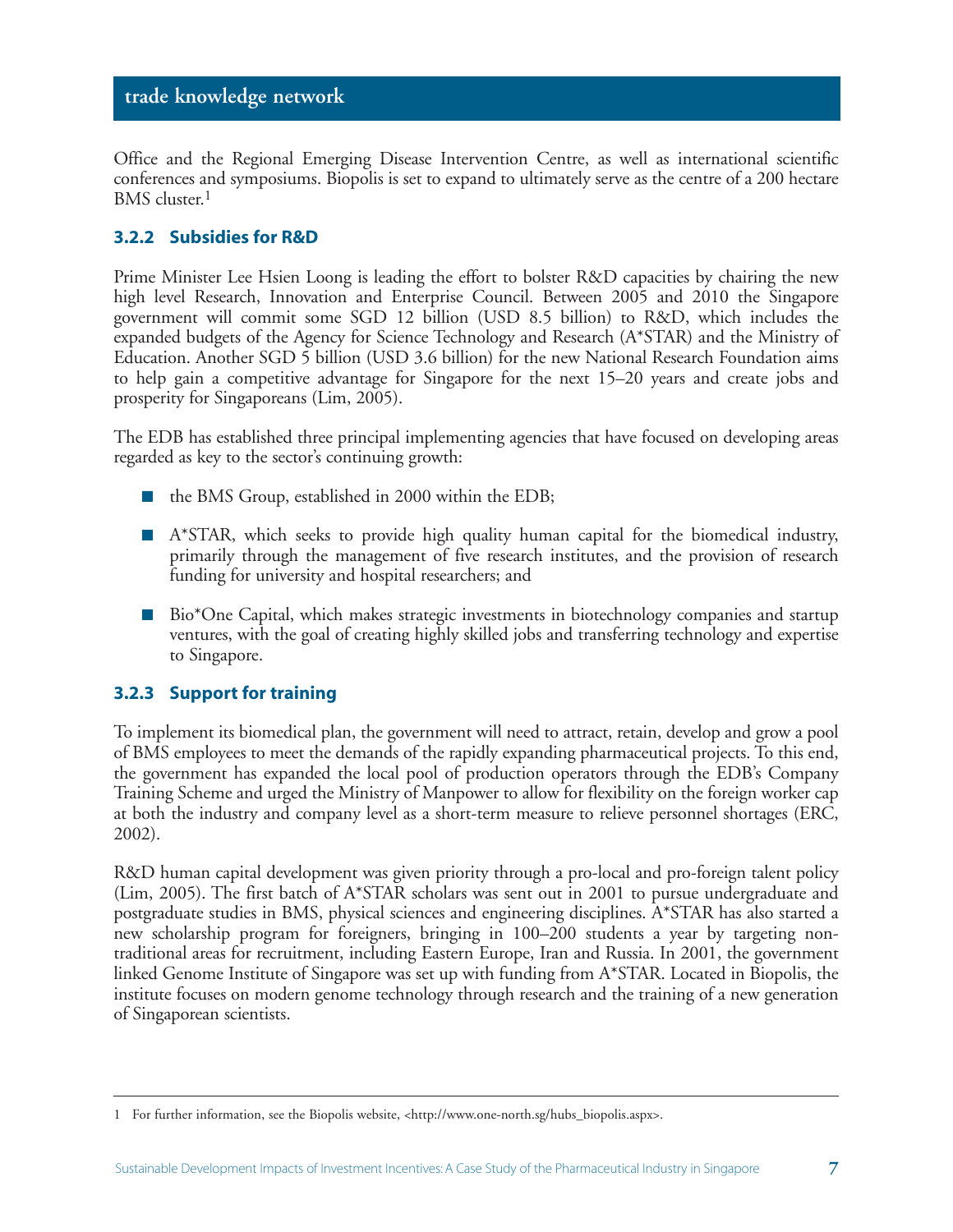Office and the Regional Emerging Disease Intervention Centre, as well as international scientific conferences and symposiums. Biopolis is set to expand to ultimately serve as the centre of a 200 hectare BMS cluster.[1]

### 3.2.2 Subsidies for R&D

Prime Minister Lee Hsien Loong is leading the effort to bolster R&D capacities by chairing the new high level Research, Innovation and Enterprise Council. Between 2005 and 2010 the Singapore government will commit some SGD 12 billion (USD 8.5 billion) to R&D, which includes the expanded budgets of the Agency for Science Technology and Research (A*STAR) and the Ministry of Education. Another SGD 5 billion (USD 3.6 billion) for the new National Research Foundation aims to help gain a competitive advantage for Singapore for the next 15–20 years and create jobs and prosperity for Singaporeans (Lim, 2005).

The EDB has established three principal implementing agencies that have focused on developing areas regarded as key to the sector's continuing growth:

- the BMS Group, established in 2000 within the EDB;
- A*STAR, which seeks to provide high quality human capital for the biomedical industry, primarily through the management of five research institutes, and the provision of research funding for university and hospital researchers; and
- Bio*One Capital, which makes strategic investments in biotechnology companies and startup ventures, with the goal of creating highly skilled jobs and transferring technology and expertise to Singapore.

### 3.2.3 Support for training

To implement its biomedical plan, the government will need to attract, retain, develop and grow a pool of BMS employees to meet the demands of the rapidly expanding pharmaceutical projects. To this end, the government has expanded the local pool of production operators through the EDB's Company Training Scheme and urged the Ministry of Manpower to allow for flexibility on the foreign worker cap at both the industry and company level as a short-term measure to relieve personnel shortages (ERC, 2002).

R&D human capital development was given priority through a pro-local and pro-foreign talent policy (Lim, 2005). The first batch of A*STAR scholars was sent out in 2001 to pursue undergraduate and postgraduate studies in BMS, physical sciences and engineering disciplines. A*STAR has also started a new scholarship program for foreigners, bringing in 100–200 students a year by targeting non-traditional areas for recruitment, including Eastern Europe, Iran and Russia. In 2001, the government linked Genome Institute of Singapore was set up with funding from A*STAR. Located in Biopolis, the institute focuses on modern genome technology through research and the training of a new generation of Singaporean scientists.

---

1 For further information, see the Biopolis website, <http://www.one-north.sg/hubs_biopolis.aspx>.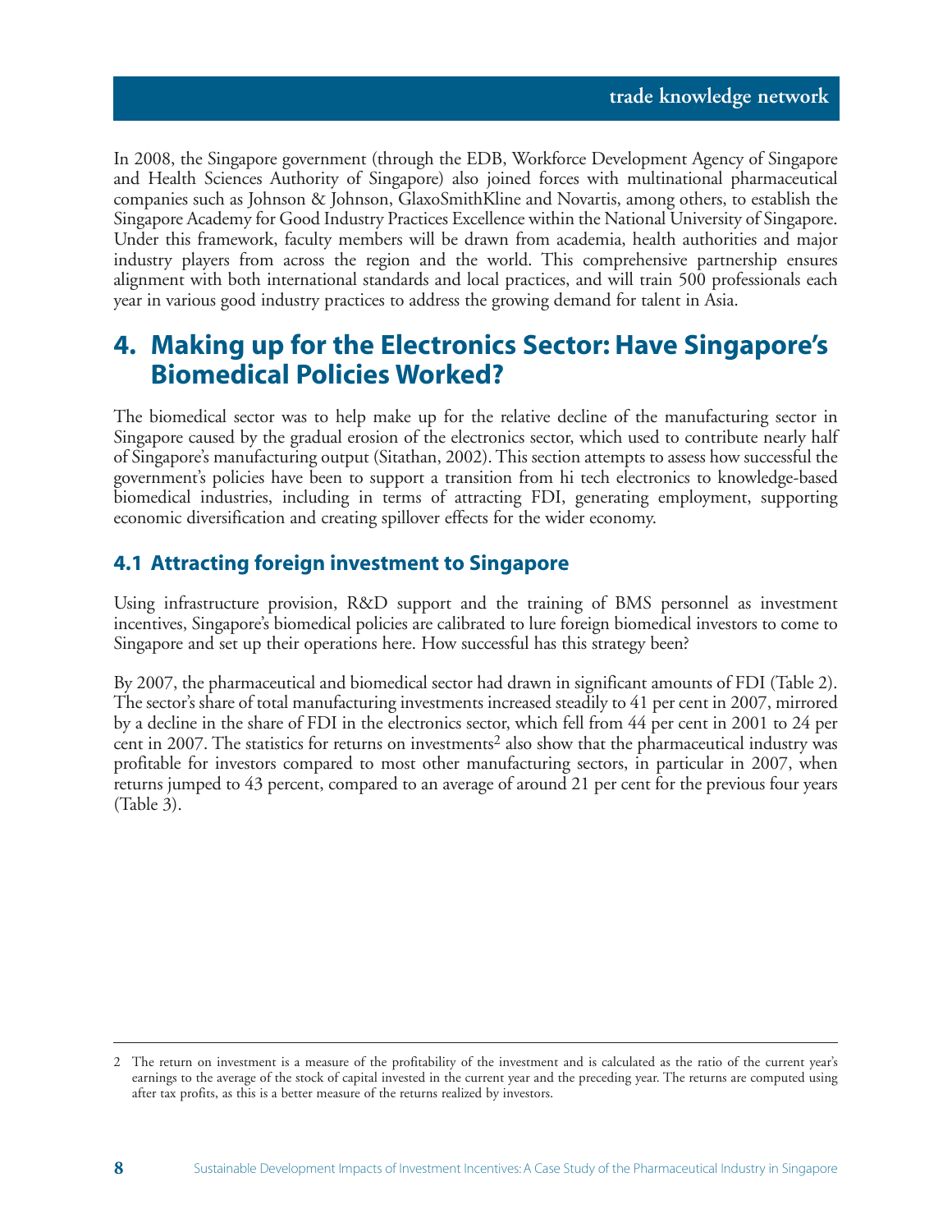In 2008, the Singapore government (through the EDB, Workforce Development Agency of Singapore and Health Sciences Authority of Singapore) also joined forces with multinational pharmaceutical companies such as Johnson & Johnson, GlaxoSmithKline and Novartis, among others, to establish the Singapore Academy for Good Industry Practices Excellence within the National University of Singapore. Under this framework, faculty members will be drawn from academia, health authorities and major industry players from across the region and the world. This comprehensive partnership ensures alignment with both international standards and local practices, and will train 500 professionals each year in various good industry practices to address the growing demand for talent in Asia.

## 4. Making up for the Electronics Sector: Have Singapore's Biomedical Policies Worked?

The biomedical sector was to help make up for the relative decline of the manufacturing sector in Singapore caused by the gradual erosion of the electronics sector, which used to contribute nearly half of Singapore's manufacturing output (Sitathan, 2002). This section attempts to assess how successful the government's policies have been to support a transition from hi tech electronics to knowledge-based biomedical industries, including in terms of attracting FDI, generating employment, supporting economic diversification and creating spillover effects for the wider economy.

### 4.1 Attracting foreign investment to Singapore

Using infrastructure provision, R&D support and the training of BMS personnel as investment incentives, Singapore's biomedical policies are calibrated to lure foreign biomedical investors to come to Singapore and set up their operations here. How successful has this strategy been?

By 2007, the pharmaceutical and biomedical sector had drawn in significant amounts of FDI (Table 2). The sector's share of total manufacturing investments increased steadily to 41 per cent in 2007, mirrored by a decline in the share of FDI in the electronics sector, which fell from 44 per cent in 2001 to 24 per cent in 2007. The statistics for returns on investments[2] also show that the pharmaceutical industry was profitable for investors compared to most other manufacturing sectors, in particular in 2007, when returns jumped to 43 percent, compared to an average of around 21 per cent for the previous four years (Table 3).

---

2 The return on investment is a measure of the profitability of the investment and is calculated as the ratio of the current year's earnings to the average of the stock of capital invested in the current year and the preceding year. The returns are computed using after tax profits, as this is a better measure of the returns realized by investors.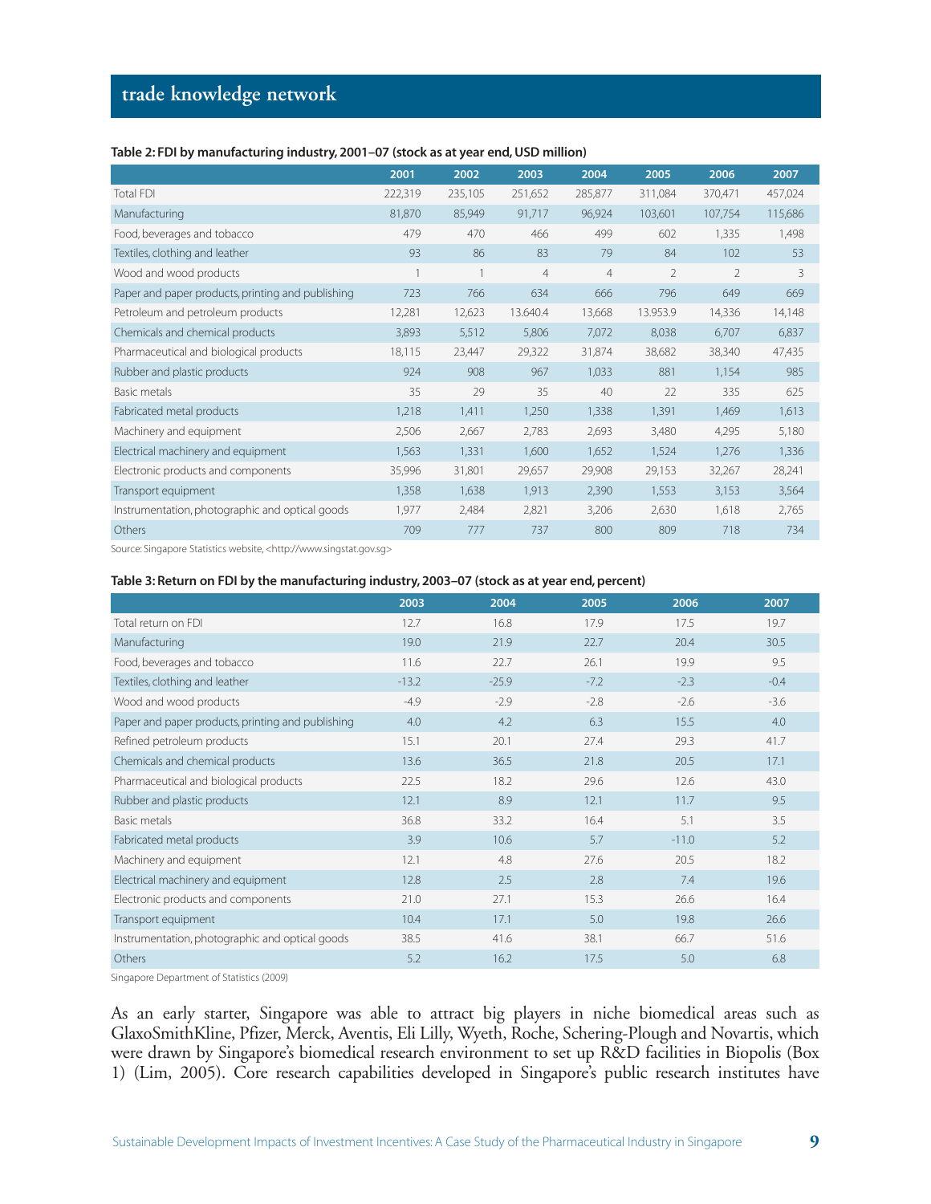**Table 2: FDI by manufacturing industry, 2001–07 (stock as at year end, USD million)**

| | 2001 | 2002 | 2003 | 2004 | 2005 | 2006 | 2007 |
|---|---|---|---|---|---|---|---|
| Total FDI | 222,319 | 235,105 | 251,652 | 285,877 | 311,084 | 370,471 | 457,024 |
| Manufacturing | 81,870 | 85,949 | 91,717 | 96,924 | 103,601 | 107,754 | 115,686 |
| Food, beverages and tobacco | 479 | 470 | 466 | 499 | 602 | 1,335 | 1,498 |
| Textiles, clothing and leather | 93 | 86 | 83 | 79 | 84 | 102 | 53 |
| Wood and wood products | 1 | 1 | 4 | 4 | 2 | 2 | 3 |
| Paper and paper products, printing and publishing | 723 | 766 | 634 | 666 | 796 | 649 | 669 |
| Petroleum and petroleum products | 12,281 | 12,623 | 13.640.4 | 13,668 | 13.953.9 | 14,336 | 14,148 |
| Chemicals and chemical products | 3,893 | 5,512 | 5,806 | 7,072 | 8,038 | 6,707 | 6,837 |
| Pharmaceutical and biological products | 18,115 | 23,447 | 29,322 | 31,874 | 38,682 | 38,340 | 47,435 |
| Rubber and plastic products | 924 | 908 | 967 | 1,033 | 881 | 1,154 | 985 |
| Basic metals | 35 | 29 | 35 | 40 | 22 | 335 | 625 |
| Fabricated metal products | 1,218 | 1,411 | 1,250 | 1,338 | 1,391 | 1,469 | 1,613 |
| Machinery and equipment | 2,506 | 2,667 | 2,783 | 2,693 | 3,480 | 4,295 | 5,180 |
| Electrical machinery and equipment | 1,563 | 1,331 | 1,600 | 1,652 | 1,524 | 1,276 | 1,336 |
| Electronic products and components | 35,996 | 31,801 | 29,657 | 29,908 | 29,153 | 32,267 | 28,241 |
| Transport equipment | 1,358 | 1,638 | 1,913 | 2,390 | 1,553 | 3,153 | 3,564 |
| Instrumentation, photographic and optical goods | 1,977 | 2,484 | 2,821 | 3,206 | 2,630 | 1,618 | 2,765 |
| Others | 709 | 777 | 737 | 800 | 809 | 718 | 734 |

Source: Singapore Statistics website, <http://www.singstat.gov.sg>

**Table 3: Return on FDI by the manufacturing industry, 2003–07 (stock as at year end, percent)**

| | 2003 | 2004 | 2005 | 2006 | 2007 |
|---|---|---|---|---|---|
| Total return on FDI | 12.7 | 16.8 | 17.9 | 17.5 | 19.7 |
| Manufacturing | 19.0 | 21.9 | 22.7 | 20.4 | 30.5 |
| Food, beverages and tobacco | 11.6 | 22.7 | 26.1 | 19.9 | 9.5 |
| Textiles, clothing and leather | -13.2 | -25.9 | -7.2 | -2.3 | -0.4 |
| Wood and wood products | -4.9 | -2.9 | -2.8 | -2.6 | -3.6 |
| Paper and paper products, printing and publishing | 4.0 | 4.2 | 6.3 | 15.5 | 4.0 |
| Refined petroleum products | 15.1 | 20.1 | 27.4 | 29.3 | 41.7 |
| Chemicals and chemical products | 13.6 | 36.5 | 21.8 | 20.5 | 17.1 |
| Pharmaceutical and biological products | 22.5 | 18.2 | 29.6 | 12.6 | 43.0 |
| Rubber and plastic products | 12.1 | 8.9 | 12.1 | 11.7 | 9.5 |
| Basic metals | 36.8 | 33.2 | 16.4 | 5.1 | 3.5 |
| Fabricated metal products | 3.9 | 10.6 | 5.7 | -11.0 | 5.2 |
| Machinery and equipment | 12.1 | 4.8 | 27.6 | 20.5 | 18.2 |
| Electrical machinery and equipment | 12.8 | 2.5 | 2.8 | 7.4 | 19.6 |
| Electronic products and components | 21.0 | 27.1 | 15.3 | 26.6 | 16.4 |
| Transport equipment | 10.4 | 17.1 | 5.0 | 19.8 | 26.6 |
| Instrumentation, photographic and optical goods | 38.5 | 41.6 | 38.1 | 66.7 | 51.6 |
| Others | 5.2 | 16.2 | 17.5 | 5.0 | 6.8 |

Singapore Department of Statistics (2009)

As an early starter, Singapore was able to attract big players in niche biomedical areas such as GlaxoSmithKline, Pfizer, Merck, Aventis, Eli Lilly, Wyeth, Roche, Schering-Plough and Novartis, which were drawn by Singapore's biomedical research environment to set up R&D facilities in Biopolis (Box 1) (Lim, 2005). Core research capabilities developed in Singapore's public research institutes have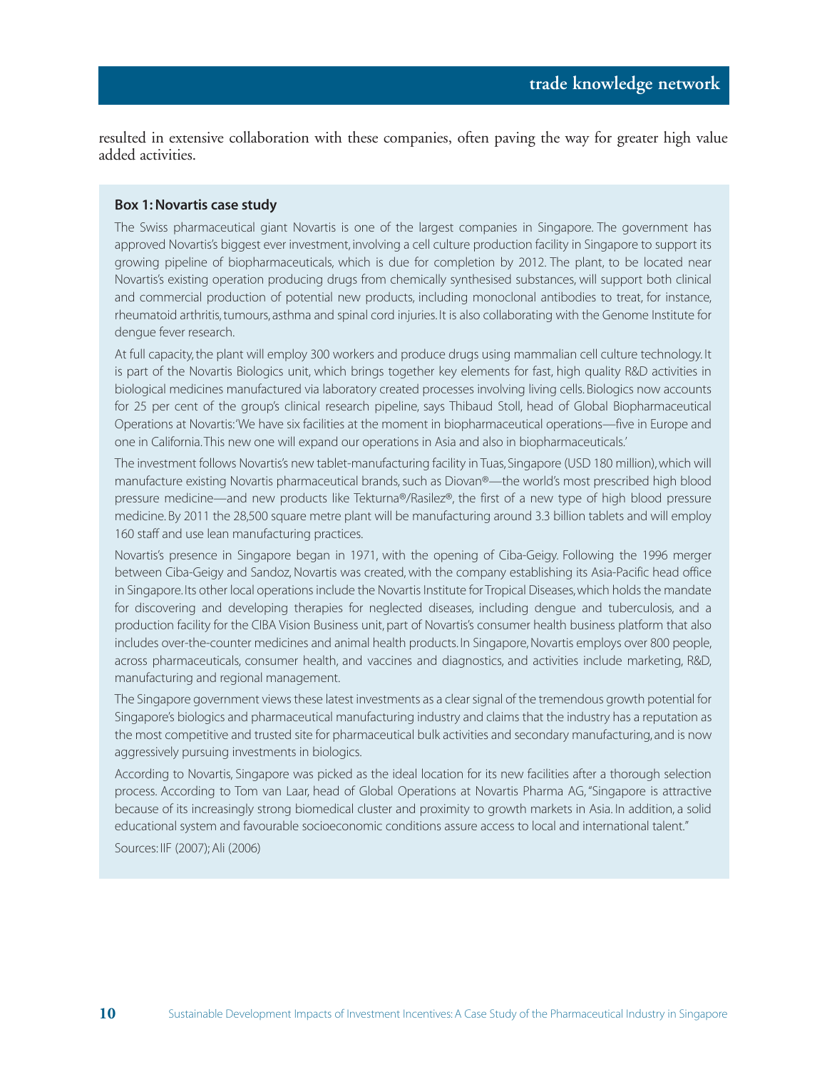resulted in extensive collaboration with these companies, often paving the way for greater high value added activities.

**Box 1: Novartis case study**

The Swiss pharmaceutical giant Novartis is one of the largest companies in Singapore. The government has approved Novartis's biggest ever investment, involving a cell culture production facility in Singapore to support its growing pipeline of biopharmaceuticals, which is due for completion by 2012. The plant, to be located near Novartis's existing operation producing drugs from chemically synthesised substances, will support both clinical and commercial production of potential new products, including monoclonal antibodies to treat, for instance, rheumatoid arthritis, tumours, asthma and spinal cord injuries. It is also collaborating with the Genome Institute for dengue fever research.

At full capacity, the plant will employ 300 workers and produce drugs using mammalian cell culture technology. It is part of the Novartis Biologics unit, which brings together key elements for fast, high quality R&D activities in biological medicines manufactured via laboratory created processes involving living cells. Biologics now accounts for 25 per cent of the group's clinical research pipeline, says Thibaud Stoll, head of Global Biopharmaceutical Operations at Novartis: 'We have six facilities at the moment in biopharmaceutical operations—five in Europe and one in California. This new one will expand our operations in Asia and also in biopharmaceuticals.'

The investment follows Novartis's new tablet-manufacturing facility in Tuas, Singapore (USD 180 million), which will manufacture existing Novartis pharmaceutical brands, such as Diovan®—the world's most prescribed high blood pressure medicine—and new products like Tekturna®/Rasilez®, the first of a new type of high blood pressure medicine. By 2011 the 28,500 square metre plant will be manufacturing around 3.3 billion tablets and will employ 160 staff and use lean manufacturing practices.

Novartis's presence in Singapore began in 1971, with the opening of Ciba-Geigy. Following the 1996 merger between Ciba-Geigy and Sandoz, Novartis was created, with the company establishing its Asia-Pacific head office in Singapore. Its other local operations include the Novartis Institute for Tropical Diseases, which holds the mandate for discovering and developing therapies for neglected diseases, including dengue and tuberculosis, and a production facility for the CIBA Vision Business unit, part of Novartis's consumer health business platform that also includes over-the-counter medicines and animal health products. In Singapore, Novartis employs over 800 people, across pharmaceuticals, consumer health, and vaccines and diagnostics, and activities include marketing, R&D, manufacturing and regional management.

The Singapore government views these latest investments as a clear signal of the tremendous growth potential for Singapore's biologics and pharmaceutical manufacturing industry and claims that the industry has a reputation as the most competitive and trusted site for pharmaceutical bulk activities and secondary manufacturing, and is now aggressively pursuing investments in biologics.

According to Novartis, Singapore was picked as the ideal location for its new facilities after a thorough selection process. According to Tom van Laar, head of Global Operations at Novartis Pharma AG, "Singapore is attractive because of its increasingly strong biomedical cluster and proximity to growth markets in Asia. In addition, a solid educational system and favourable socioeconomic conditions assure access to local and international talent."

Sources: IIF (2007); Ali (2006)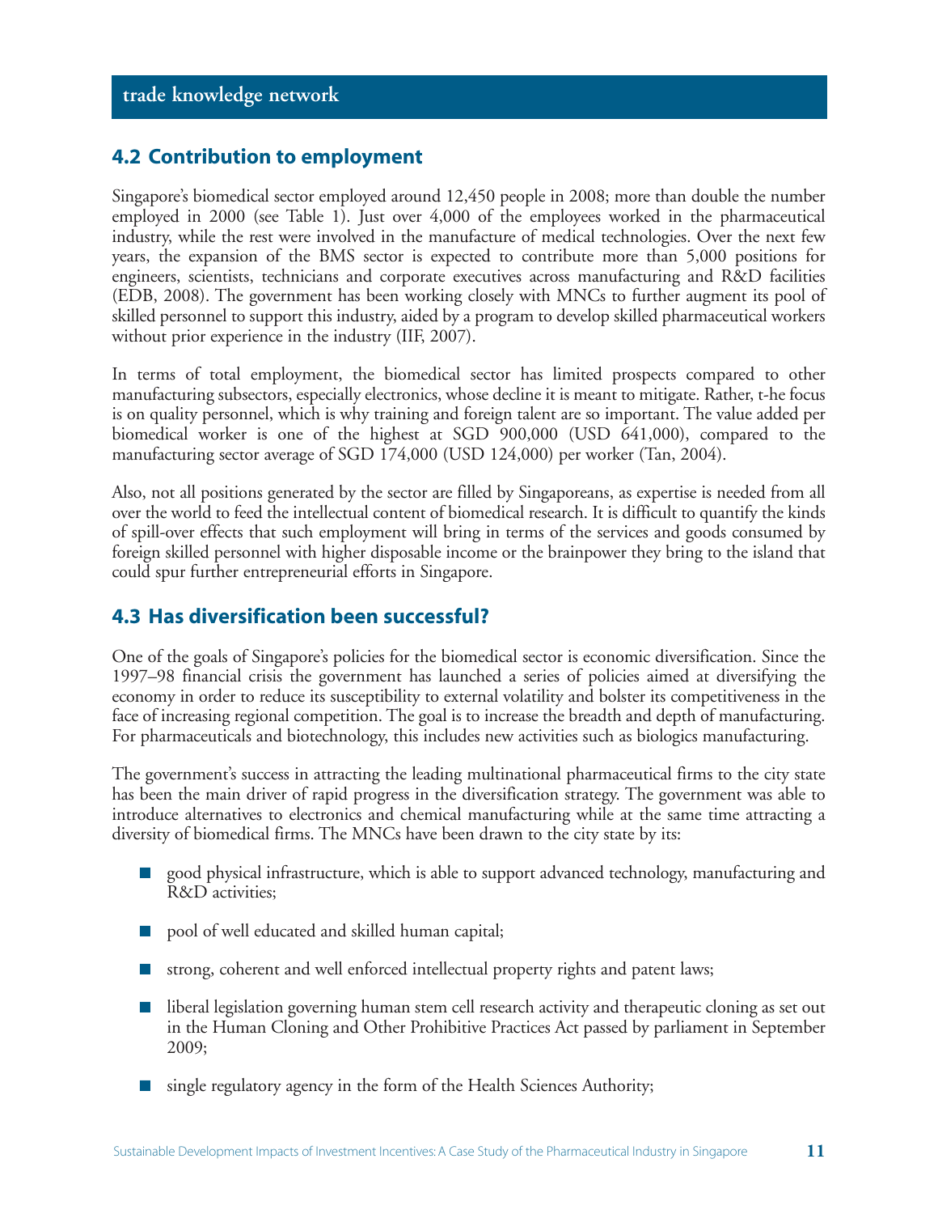## 4.2 Contribution to employment

Singapore's biomedical sector employed around 12,450 people in 2008; more than double the number employed in 2000 (see Table 1). Just over 4,000 of the employees worked in the pharmaceutical industry, while the rest were involved in the manufacture of medical technologies. Over the next few years, the expansion of the BMS sector is expected to contribute more than 5,000 positions for engineers, scientists, technicians and corporate executives across manufacturing and R&D facilities (EDB, 2008). The government has been working closely with MNCs to further augment its pool of skilled personnel to support this industry, aided by a program to develop skilled pharmaceutical workers without prior experience in the industry (IIF, 2007).

In terms of total employment, the biomedical sector has limited prospects compared to other manufacturing subsectors, especially electronics, whose decline it is meant to mitigate. Rather, t-he focus is on quality personnel, which is why training and foreign talent are so important. The value added per biomedical worker is one of the highest at SGD 900,000 (USD 641,000), compared to the manufacturing sector average of SGD 174,000 (USD 124,000) per worker (Tan, 2004).

Also, not all positions generated by the sector are filled by Singaporeans, as expertise is needed from all over the world to feed the intellectual content of biomedical research. It is difficult to quantify the kinds of spill-over effects that such employment will bring in terms of the services and goods consumed by foreign skilled personnel with higher disposable income or the brainpower they bring to the island that could spur further entrepreneurial efforts in Singapore.

## 4.3 Has diversification been successful?

One of the goals of Singapore's policies for the biomedical sector is economic diversification. Since the 1997–98 financial crisis the government has launched a series of policies aimed at diversifying the economy in order to reduce its susceptibility to external volatility and bolster its competitiveness in the face of increasing regional competition. The goal is to increase the breadth and depth of manufacturing. For pharmaceuticals and biotechnology, this includes new activities such as biologics manufacturing.

The government's success in attracting the leading multinational pharmaceutical firms to the city state has been the main driver of rapid progress in the diversification strategy. The government was able to introduce alternatives to electronics and chemical manufacturing while at the same time attracting a diversity of biomedical firms. The MNCs have been drawn to the city state by its:

- good physical infrastructure, which is able to support advanced technology, manufacturing and R&D activities;
- pool of well educated and skilled human capital;
- strong, coherent and well enforced intellectual property rights and patent laws;
- liberal legislation governing human stem cell research activity and therapeutic cloning as set out in the Human Cloning and Other Prohibitive Practices Act passed by parliament in September 2009;
- single regulatory agency in the form of the Health Sciences Authority;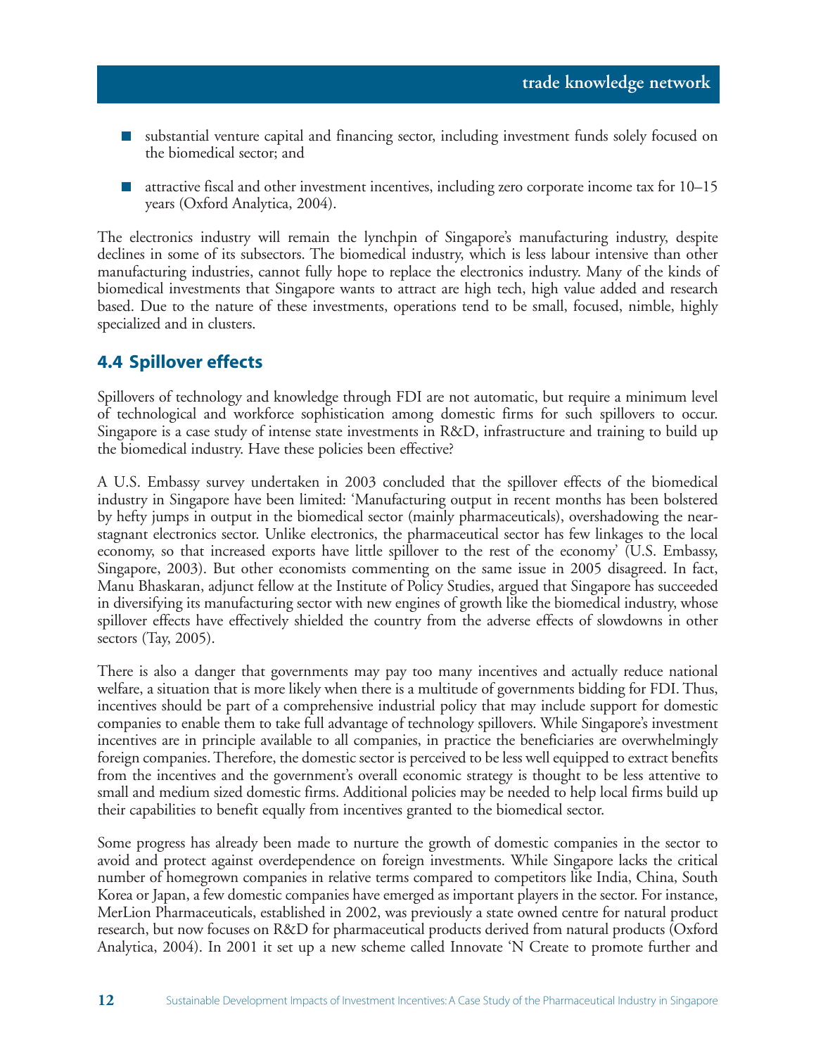- substantial venture capital and financing sector, including investment funds solely focused on the biomedical sector; and
- attractive fiscal and other investment incentives, including zero corporate income tax for 10–15 years (Oxford Analytica, 2004).

The electronics industry will remain the lynchpin of Singapore's manufacturing industry, despite declines in some of its subsectors. The biomedical industry, which is less labour intensive than other manufacturing industries, cannot fully hope to replace the electronics industry. Many of the kinds of biomedical investments that Singapore wants to attract are high tech, high value added and research based. Due to the nature of these investments, operations tend to be small, focused, nimble, highly specialized and in clusters.

## 4.4 Spillover effects

Spillovers of technology and knowledge through FDI are not automatic, but require a minimum level of technological and workforce sophistication among domestic firms for such spillovers to occur. Singapore is a case study of intense state investments in R&D, infrastructure and training to build up the biomedical industry. Have these policies been effective?

A U.S. Embassy survey undertaken in 2003 concluded that the spillover effects of the biomedical industry in Singapore have been limited: 'Manufacturing output in recent months has been bolstered by hefty jumps in output in the biomedical sector (mainly pharmaceuticals), overshadowing the near-stagnant electronics sector. Unlike electronics, the pharmaceutical sector has few linkages to the local economy, so that increased exports have little spillover to the rest of the economy' (U.S. Embassy, Singapore, 2003). But other economists commenting on the same issue in 2005 disagreed. In fact, Manu Bhaskaran, adjunct fellow at the Institute of Policy Studies, argued that Singapore has succeeded in diversifying its manufacturing sector with new engines of growth like the biomedical industry, whose spillover effects have effectively shielded the country from the adverse effects of slowdowns in other sectors (Tay, 2005).

There is also a danger that governments may pay too many incentives and actually reduce national welfare, a situation that is more likely when there is a multitude of governments bidding for FDI. Thus, incentives should be part of a comprehensive industrial policy that may include support for domestic companies to enable them to take full advantage of technology spillovers. While Singapore's investment incentives are in principle available to all companies, in practice the beneficiaries are overwhelmingly foreign companies. Therefore, the domestic sector is perceived to be less well equipped to extract benefits from the incentives and the government's overall economic strategy is thought to be less attentive to small and medium sized domestic firms. Additional policies may be needed to help local firms build up their capabilities to benefit equally from incentives granted to the biomedical sector.

Some progress has already been made to nurture the growth of domestic companies in the sector to avoid and protect against overdependence on foreign investments. While Singapore lacks the critical number of homegrown companies in relative terms compared to competitors like India, China, South Korea or Japan, a few domestic companies have emerged as important players in the sector. For instance, MerLion Pharmaceuticals, established in 2002, was previously a state owned centre for natural product research, but now focuses on R&D for pharmaceutical products derived from natural products (Oxford Analytica, 2004). In 2001 it set up a new scheme called Innovate 'N Create to promote further and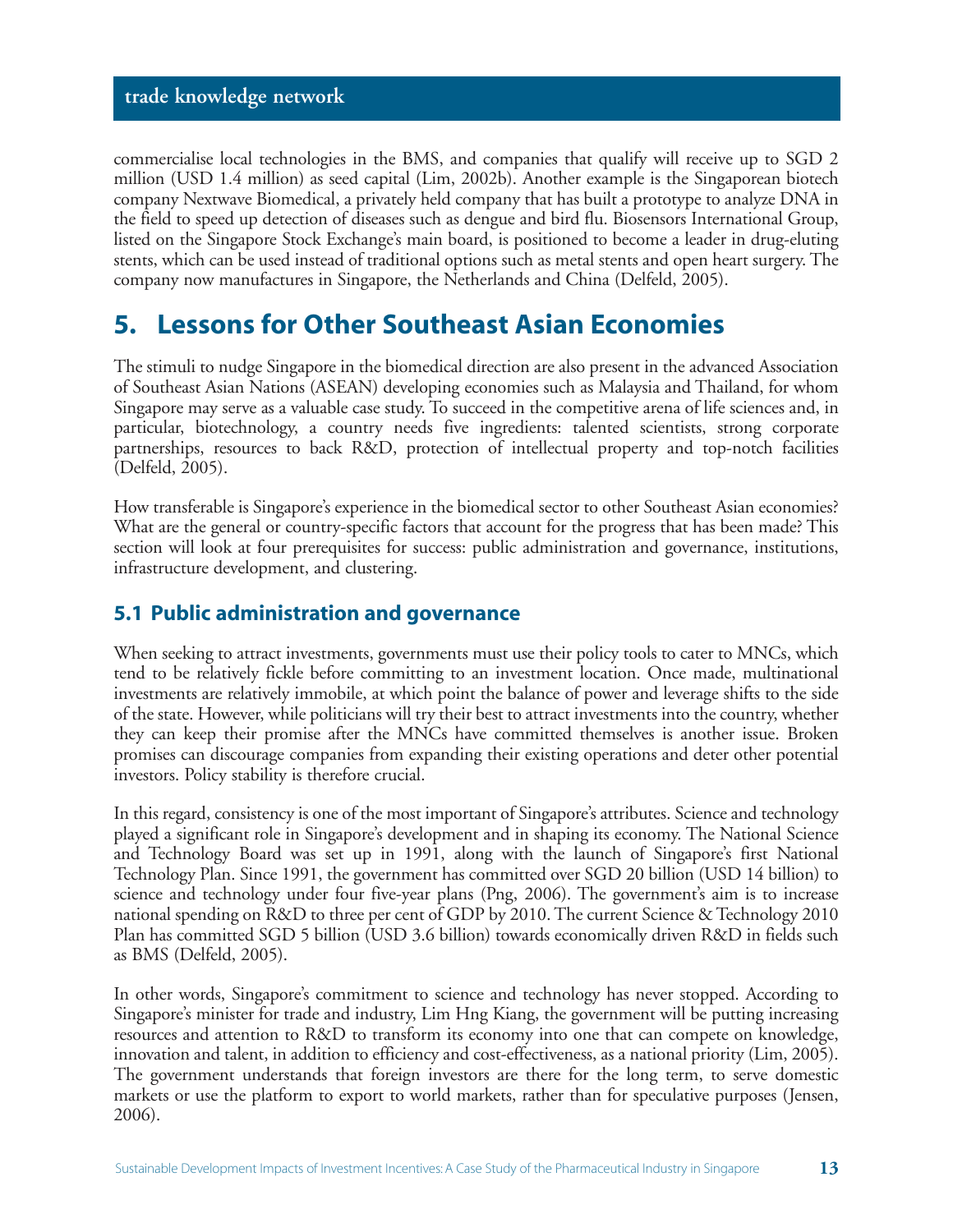commercialise local technologies in the BMS, and companies that qualify will receive up to SGD 2 million (USD 1.4 million) as seed capital (Lim, 2002b). Another example is the Singaporean biotech company Nextwave Biomedical, a privately held company that has built a prototype to analyze DNA in the field to speed up detection of diseases such as dengue and bird flu. Biosensors International Group, listed on the Singapore Stock Exchange's main board, is positioned to become a leader in drug-eluting stents, which can be used instead of traditional options such as metal stents and open heart surgery. The company now manufactures in Singapore, the Netherlands and China (Delfeld, 2005).

# 5. Lessons for Other Southeast Asian Economies

The stimuli to nudge Singapore in the biomedical direction are also present in the advanced Association of Southeast Asian Nations (ASEAN) developing economies such as Malaysia and Thailand, for whom Singapore may serve as a valuable case study. To succeed in the competitive arena of life sciences and, in particular, biotechnology, a country needs five ingredients: talented scientists, strong corporate partnerships, resources to back R&D, protection of intellectual property and top-notch facilities (Delfeld, 2005).

How transferable is Singapore's experience in the biomedical sector to other Southeast Asian economies? What are the general or country-specific factors that account for the progress that has been made? This section will look at four prerequisites for success: public administration and governance, institutions, infrastructure development, and clustering.

## 5.1 Public administration and governance

When seeking to attract investments, governments must use their policy tools to cater to MNCs, which tend to be relatively fickle before committing to an investment location. Once made, multinational investments are relatively immobile, at which point the balance of power and leverage shifts to the side of the state. However, while politicians will try their best to attract investments into the country, whether they can keep their promise after the MNCs have committed themselves is another issue. Broken promises can discourage companies from expanding their existing operations and deter other potential investors. Policy stability is therefore crucial.

In this regard, consistency is one of the most important of Singapore's attributes. Science and technology played a significant role in Singapore's development and in shaping its economy. The National Science and Technology Board was set up in 1991, along with the launch of Singapore's first National Technology Plan. Since 1991, the government has committed over SGD 20 billion (USD 14 billion) to science and technology under four five-year plans (Png, 2006). The government's aim is to increase national spending on R&D to three per cent of GDP by 2010. The current Science & Technology 2010 Plan has committed SGD 5 billion (USD 3.6 billion) towards economically driven R&D in fields such as BMS (Delfeld, 2005).

In other words, Singapore's commitment to science and technology has never stopped. According to Singapore's minister for trade and industry, Lim Hng Kiang, the government will be putting increasing resources and attention to R&D to transform its economy into one that can compete on knowledge, innovation and talent, in addition to efficiency and cost-effectiveness, as a national priority (Lim, 2005). The government understands that foreign investors are there for the long term, to serve domestic markets or use the platform to export to world markets, rather than for speculative purposes (Jensen, 2006).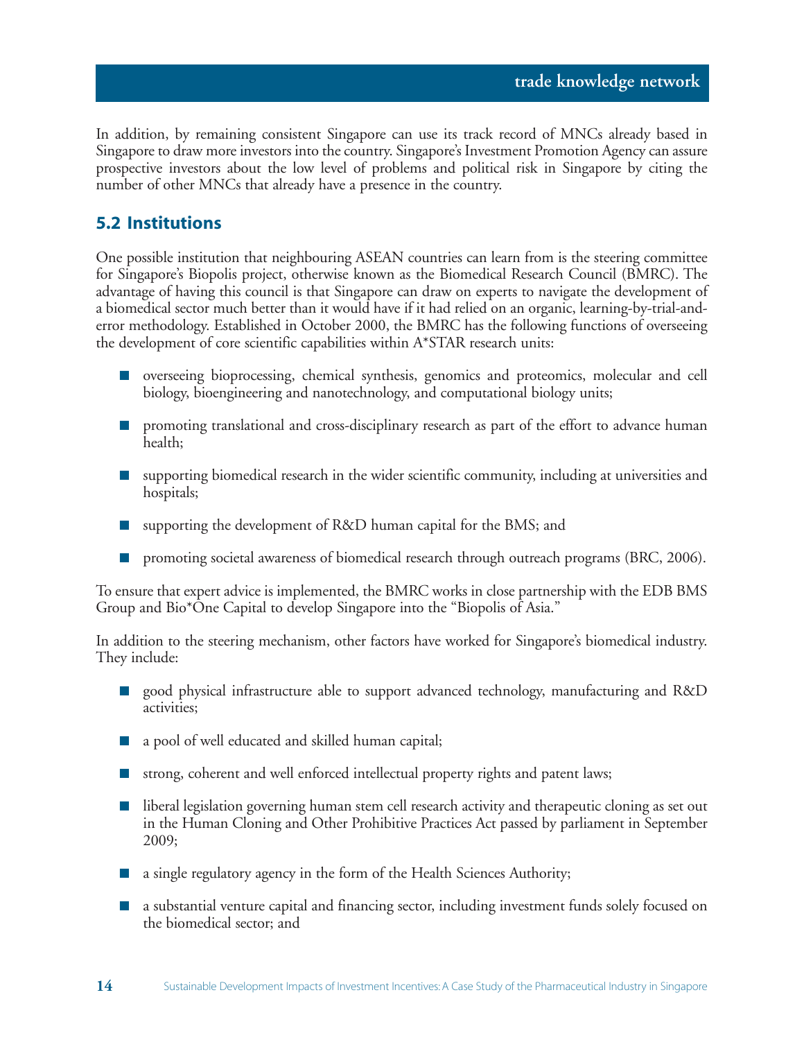In addition, by remaining consistent Singapore can use its track record of MNCs already based in Singapore to draw more investors into the country. Singapore's Investment Promotion Agency can assure prospective investors about the low level of problems and political risk in Singapore by citing the number of other MNCs that already have a presence in the country.

## 5.2 Institutions

One possible institution that neighbouring ASEAN countries can learn from is the steering committee for Singapore's Biopolis project, otherwise known as the Biomedical Research Council (BMRC). The advantage of having this council is that Singapore can draw on experts to navigate the development of a biomedical sector much better than it would have if it had relied on an organic, learning-by-trial-and-error methodology. Established in October 2000, the BMRC has the following functions of overseeing the development of core scientific capabilities within A*STAR research units:

- overseeing bioprocessing, chemical synthesis, genomics and proteomics, molecular and cell biology, bioengineering and nanotechnology, and computational biology units;
- promoting translational and cross-disciplinary research as part of the effort to advance human health;
- supporting biomedical research in the wider scientific community, including at universities and hospitals;
- supporting the development of R&D human capital for the BMS; and
- promoting societal awareness of biomedical research through outreach programs (BRC, 2006).

To ensure that expert advice is implemented, the BMRC works in close partnership with the EDB BMS Group and Bio*One Capital to develop Singapore into the "Biopolis of Asia."

In addition to the steering mechanism, other factors have worked for Singapore's biomedical industry. They include:

- good physical infrastructure able to support advanced technology, manufacturing and R&D activities;
- a pool of well educated and skilled human capital;
- strong, coherent and well enforced intellectual property rights and patent laws;
- liberal legislation governing human stem cell research activity and therapeutic cloning as set out in the Human Cloning and Other Prohibitive Practices Act passed by parliament in September 2009;
- a single regulatory agency in the form of the Health Sciences Authority;
- a substantial venture capital and financing sector, including investment funds solely focused on the biomedical sector; and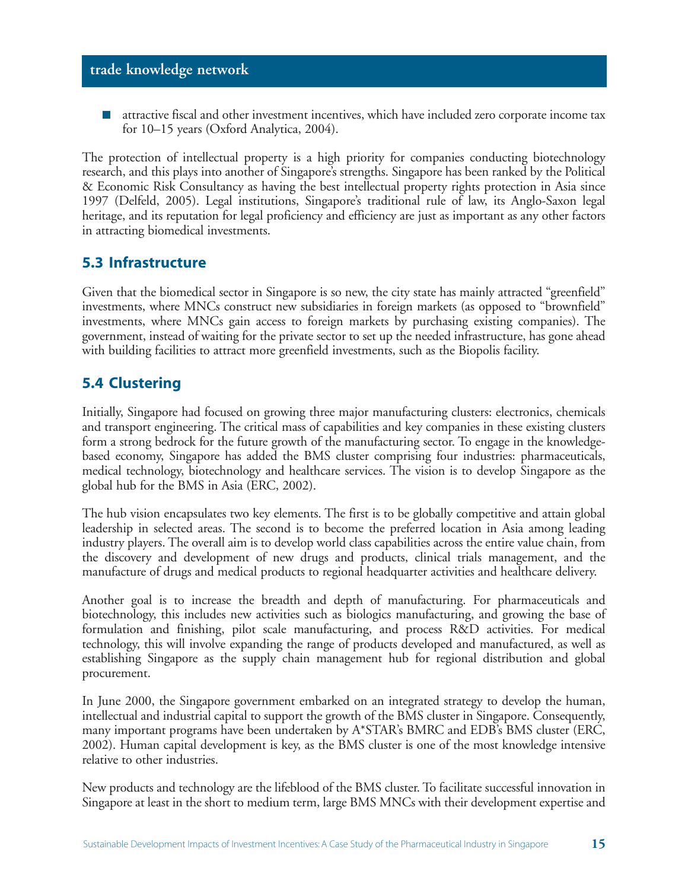- attractive fiscal and other investment incentives, which have included zero corporate income tax for 10–15 years (Oxford Analytica, 2004).

The protection of intellectual property is a high priority for companies conducting biotechnology research, and this plays into another of Singapore's strengths. Singapore has been ranked by the Political & Economic Risk Consultancy as having the best intellectual property rights protection in Asia since 1997 (Delfeld, 2005). Legal institutions, Singapore's traditional rule of law, its Anglo-Saxon legal heritage, and its reputation for legal proficiency and efficiency are just as important as any other factors in attracting biomedical investments.

## 5.3 Infrastructure

Given that the biomedical sector in Singapore is so new, the city state has mainly attracted "greenfield" investments, where MNCs construct new subsidiaries in foreign markets (as opposed to "brownfield" investments, where MNCs gain access to foreign markets by purchasing existing companies). The government, instead of waiting for the private sector to set up the needed infrastructure, has gone ahead with building facilities to attract more greenfield investments, such as the Biopolis facility.

## 5.4 Clustering

Initially, Singapore had focused on growing three major manufacturing clusters: electronics, chemicals and transport engineering. The critical mass of capabilities and key companies in these existing clusters form a strong bedrock for the future growth of the manufacturing sector. To engage in the knowledge-based economy, Singapore has added the BMS cluster comprising four industries: pharmaceuticals, medical technology, biotechnology and healthcare services. The vision is to develop Singapore as the global hub for the BMS in Asia (ERC, 2002).

The hub vision encapsulates two key elements. The first is to be globally competitive and attain global leadership in selected areas. The second is to become the preferred location in Asia among leading industry players. The overall aim is to develop world class capabilities across the entire value chain, from the discovery and development of new drugs and products, clinical trials management, and the manufacture of drugs and medical products to regional headquarter activities and healthcare delivery.

Another goal is to increase the breadth and depth of manufacturing. For pharmaceuticals and biotechnology, this includes new activities such as biologics manufacturing, and growing the base of formulation and finishing, pilot scale manufacturing, and process R&D activities. For medical technology, this will involve expanding the range of products developed and manufactured, as well as establishing Singapore as the supply chain management hub for regional distribution and global procurement.

In June 2000, the Singapore government embarked on an integrated strategy to develop the human, intellectual and industrial capital to support the growth of the BMS cluster in Singapore. Consequently, many important programs have been undertaken by A*STAR's BMRC and EDB's BMS cluster (ERC, 2002). Human capital development is key, as the BMS cluster is one of the most knowledge intensive relative to other industries.

New products and technology are the lifeblood of the BMS cluster. To facilitate successful innovation in Singapore at least in the short to medium term, large BMS MNCs with their development expertise and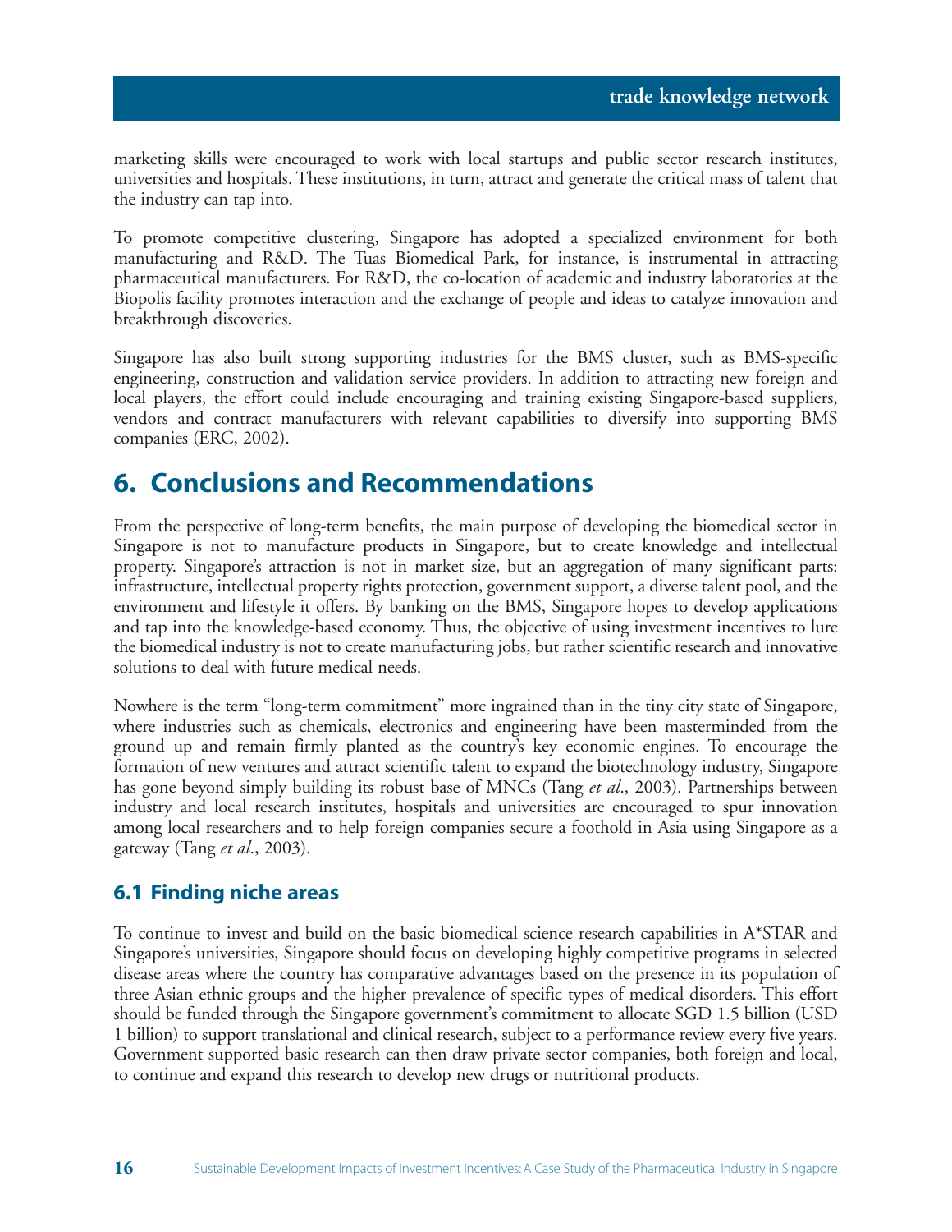marketing skills were encouraged to work with local startups and public sector research institutes, universities and hospitals. These institutions, in turn, attract and generate the critical mass of talent that the industry can tap into.

To promote competitive clustering, Singapore has adopted a specialized environment for both manufacturing and R&D. The Tuas Biomedical Park, for instance, is instrumental in attracting pharmaceutical manufacturers. For R&D, the co-location of academic and industry laboratories at the Biopolis facility promotes interaction and the exchange of people and ideas to catalyze innovation and breakthrough discoveries.

Singapore has also built strong supporting industries for the BMS cluster, such as BMS-specific engineering, construction and validation service providers. In addition to attracting new foreign and local players, the effort could include encouraging and training existing Singapore-based suppliers, vendors and contract manufacturers with relevant capabilities to diversify into supporting BMS companies (ERC, 2002).

# 6. Conclusions and Recommendations

From the perspective of long-term benefits, the main purpose of developing the biomedical sector in Singapore is not to manufacture products in Singapore, but to create knowledge and intellectual property. Singapore's attraction is not in market size, but an aggregation of many significant parts: infrastructure, intellectual property rights protection, government support, a diverse talent pool, and the environment and lifestyle it offers. By banking on the BMS, Singapore hopes to develop applications and tap into the knowledge-based economy. Thus, the objective of using investment incentives to lure the biomedical industry is not to create manufacturing jobs, but rather scientific research and innovative solutions to deal with future medical needs.

Nowhere is the term "long-term commitment" more ingrained than in the tiny city state of Singapore, where industries such as chemicals, electronics and engineering have been masterminded from the ground up and remain firmly planted as the country's key economic engines. To encourage the formation of new ventures and attract scientific talent to expand the biotechnology industry, Singapore has gone beyond simply building its robust base of MNCs (Tang *et al*., 2003). Partnerships between industry and local research institutes, hospitals and universities are encouraged to spur innovation among local researchers and to help foreign companies secure a foothold in Asia using Singapore as a gateway (Tang *et al*., 2003).

## 6.1 Finding niche areas

To continue to invest and build on the basic biomedical science research capabilities in A*STAR and Singapore's universities, Singapore should focus on developing highly competitive programs in selected disease areas where the country has comparative advantages based on the presence in its population of three Asian ethnic groups and the higher prevalence of specific types of medical disorders. This effort should be funded through the Singapore government's commitment to allocate SGD 1.5 billion (USD 1 billion) to support translational and clinical research, subject to a performance review every five years. Government supported basic research can then draw private sector companies, both foreign and local, to continue and expand this research to develop new drugs or nutritional products.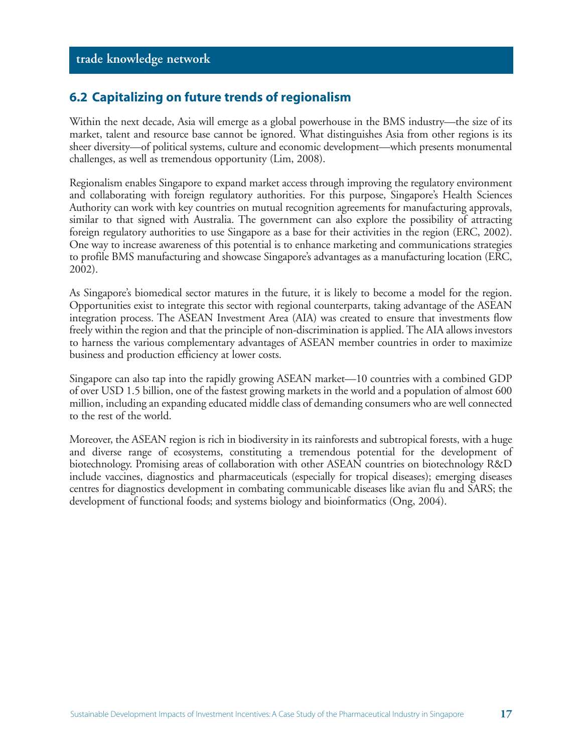## 6.2 Capitalizing on future trends of regionalism

Within the next decade, Asia will emerge as a global powerhouse in the BMS industry—the size of its market, talent and resource base cannot be ignored. What distinguishes Asia from other regions is its sheer diversity—of political systems, culture and economic development—which presents monumental challenges, as well as tremendous opportunity (Lim, 2008).

Regionalism enables Singapore to expand market access through improving the regulatory environment and collaborating with foreign regulatory authorities. For this purpose, Singapore's Health Sciences Authority can work with key countries on mutual recognition agreements for manufacturing approvals, similar to that signed with Australia. The government can also explore the possibility of attracting foreign regulatory authorities to use Singapore as a base for their activities in the region (ERC, 2002). One way to increase awareness of this potential is to enhance marketing and communications strategies to profile BMS manufacturing and showcase Singapore's advantages as a manufacturing location (ERC, 2002).

As Singapore's biomedical sector matures in the future, it is likely to become a model for the region. Opportunities exist to integrate this sector with regional counterparts, taking advantage of the ASEAN integration process. The ASEAN Investment Area (AIA) was created to ensure that investments flow freely within the region and that the principle of non-discrimination is applied. The AIA allows investors to harness the various complementary advantages of ASEAN member countries in order to maximize business and production efficiency at lower costs.

Singapore can also tap into the rapidly growing ASEAN market—10 countries with a combined GDP of over USD 1.5 billion, one of the fastest growing markets in the world and a population of almost 600 million, including an expanding educated middle class of demanding consumers who are well connected to the rest of the world.

Moreover, the ASEAN region is rich in biodiversity in its rainforests and subtropical forests, with a huge and diverse range of ecosystems, constituting a tremendous potential for the development of biotechnology. Promising areas of collaboration with other ASEAN countries on biotechnology R&D include vaccines, diagnostics and pharmaceuticals (especially for tropical diseases); emerging diseases centres for diagnostics development in combating communicable diseases like avian flu and SARS; the development of functional foods; and systems biology and bioinformatics (Ong, 2004).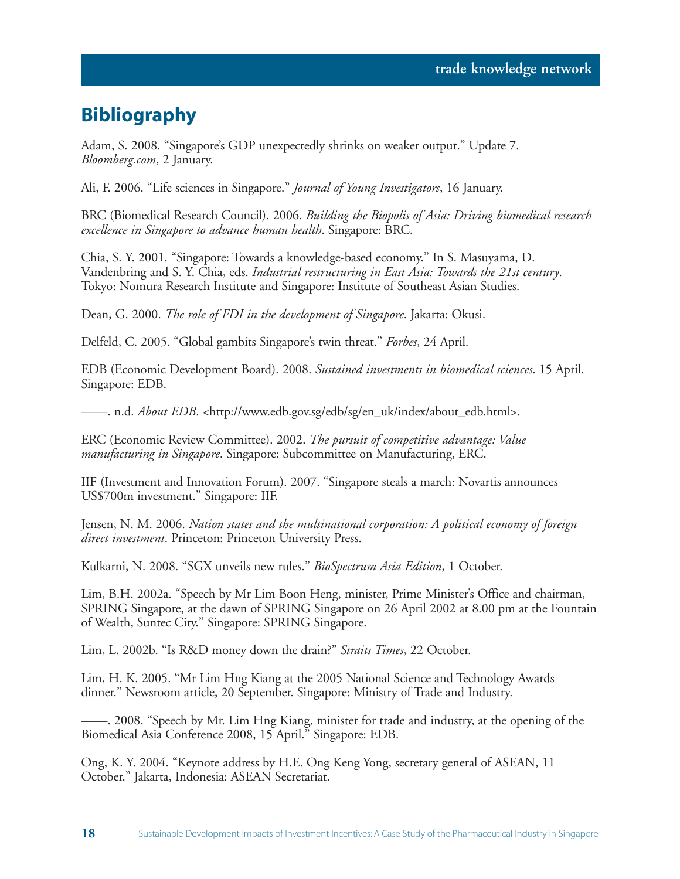## Bibliography

Adam, S. 2008. "Singapore's GDP unexpectedly shrinks on weaker output." Update 7. *Bloomberg.com*, 2 January.

Ali, F. 2006. "Life sciences in Singapore." *Journal of Young Investigators*, 16 January.

BRC (Biomedical Research Council). 2006. *Building the Biopolis of Asia: Driving biomedical research excellence in Singapore to advance human health*. Singapore: BRC.

Chia, S. Y. 2001. "Singapore: Towards a knowledge-based economy." In S. Masuyama, D. Vandenbring and S. Y. Chia, eds. *Industrial restructuring in East Asia: Towards the 21st century*. Tokyo: Nomura Research Institute and Singapore: Institute of Southeast Asian Studies.

Dean, G. 2000. *The role of FDI in the development of Singapore*. Jakarta: Okusi.

Delfeld, C. 2005. "Global gambits Singapore's twin threat." *Forbes*, 24 April.

EDB (Economic Development Board). 2008. *Sustained investments in biomedical sciences*. 15 April. Singapore: EDB.

——. n.d. *About EDB*. <http://www.edb.gov.sg/edb/sg/en_uk/index/about_edb.html>.

ERC (Economic Review Committee). 2002. *The pursuit of competitive advantage: Value manufacturing in Singapore*. Singapore: Subcommittee on Manufacturing, ERC.

IIF (Investment and Innovation Forum). 2007. "Singapore steals a march: Novartis announces US$700m investment." Singapore: IIF.

Jensen, N. M. 2006. *Nation states and the multinational corporation: A political economy of foreign direct investment*. Princeton: Princeton University Press.

Kulkarni, N. 2008. "SGX unveils new rules." *BioSpectrum Asia Edition*, 1 October.

Lim, B.H. 2002a. "Speech by Mr Lim Boon Heng, minister, Prime Minister's Office and chairman, SPRING Singapore, at the dawn of SPRING Singapore on 26 April 2002 at 8.00 pm at the Fountain of Wealth, Suntec City." Singapore: SPRING Singapore.

Lim, L. 2002b. "Is R&D money down the drain?" *Straits Times*, 22 October.

Lim, H. K. 2005. "Mr Lim Hng Kiang at the 2005 National Science and Technology Awards dinner." Newsroom article, 20 September. Singapore: Ministry of Trade and Industry.

——. 2008. "Speech by Mr. Lim Hng Kiang, minister for trade and industry, at the opening of the Biomedical Asia Conference 2008, 15 April." Singapore: EDB.

Ong, K. Y. 2004. "Keynote address by H.E. Ong Keng Yong, secretary general of ASEAN, 11 October." Jakarta, Indonesia: ASEAN Secretariat.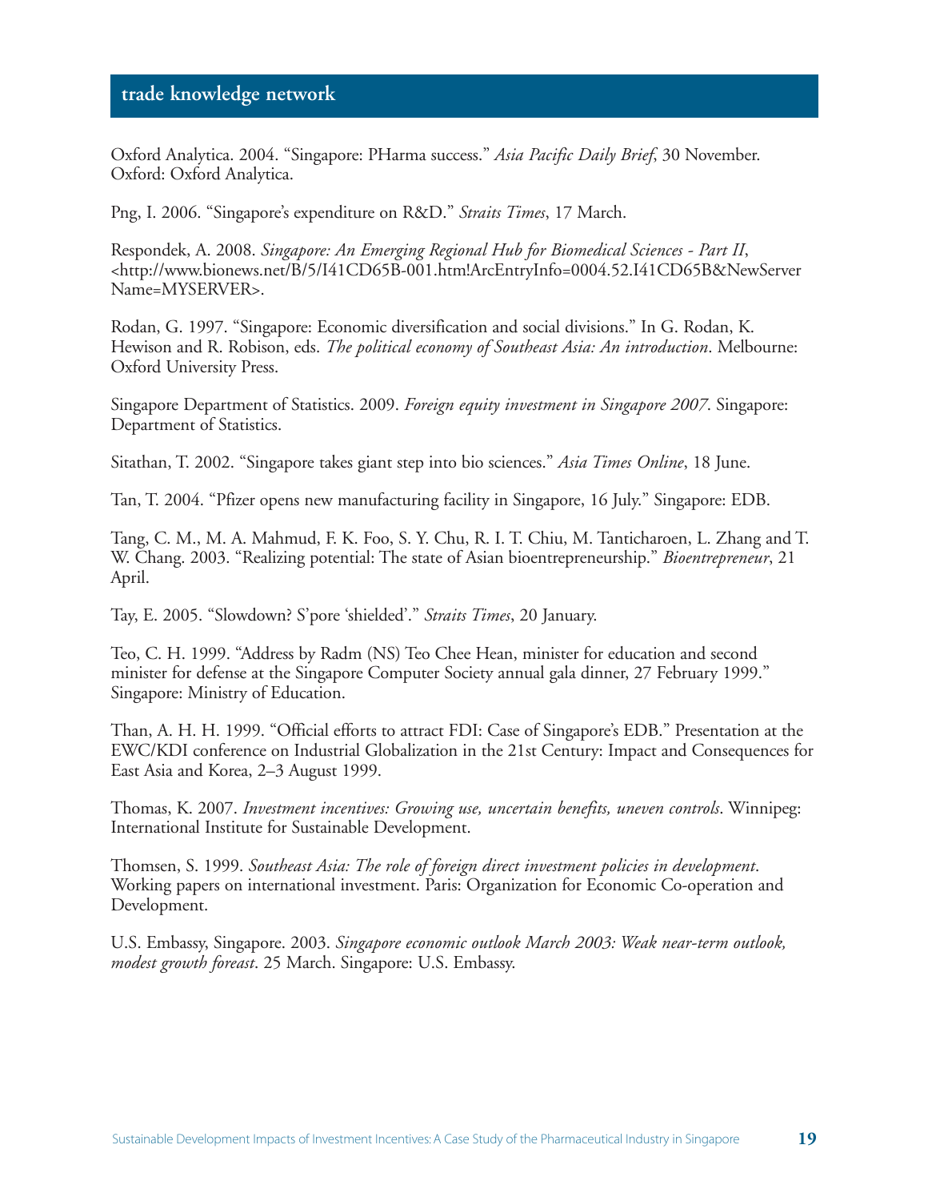Oxford Analytica. 2004. "Singapore: PHarma success." *Asia Pacific Daily Brief*, 30 November. Oxford: Oxford Analytica.

Png, I. 2006. "Singapore's expenditure on R&D." *Straits Times*, 17 March.

Respondek, A. 2008. *Singapore: An Emerging Regional Hub for Biomedical Sciences - Part II*, <http://www.bionews.net/B/5/I41CD65B-001.htm!ArcEntryInfo=0004.52.I41CD65B&NewServerName=MYSERVER>.

Rodan, G. 1997. "Singapore: Economic diversification and social divisions." In G. Rodan, K. Hewison and R. Robison, eds. *The political economy of Southeast Asia: An introduction*. Melbourne: Oxford University Press.

Singapore Department of Statistics. 2009. *Foreign equity investment in Singapore 2007*. Singapore: Department of Statistics.

Sitathan, T. 2002. "Singapore takes giant step into bio sciences." *Asia Times Online*, 18 June.

Tan, T. 2004. "Pfizer opens new manufacturing facility in Singapore, 16 July." Singapore: EDB.

Tang, C. M., M. A. Mahmud, F. K. Foo, S. Y. Chu, R. I. T. Chiu, M. Tanticharoen, L. Zhang and T. W. Chang. 2003. "Realizing potential: The state of Asian bioentrepreneurship." *Bioentrepreneur*, 21 April.

Tay, E. 2005. "Slowdown? S'pore 'shielded'." *Straits Times*, 20 January.

Teo, C. H. 1999. "Address by Radm (NS) Teo Chee Hean, minister for education and second minister for defense at the Singapore Computer Society annual gala dinner, 27 February 1999." Singapore: Ministry of Education.

Than, A. H. H. 1999. "Official efforts to attract FDI: Case of Singapore's EDB." Presentation at the EWC/KDI conference on Industrial Globalization in the 21st Century: Impact and Consequences for East Asia and Korea, 2–3 August 1999.

Thomas, K. 2007. *Investment incentives: Growing use, uncertain benefits, uneven controls*. Winnipeg: International Institute for Sustainable Development.

Thomsen, S. 1999. *Southeast Asia: The role of foreign direct investment policies in development*. Working papers on international investment. Paris: Organization for Economic Co-operation and Development.

U.S. Embassy, Singapore. 2003. *Singapore economic outlook March 2003: Weak near-term outlook, modest growth foreast*. 25 March. Singapore: U.S. Embassy.